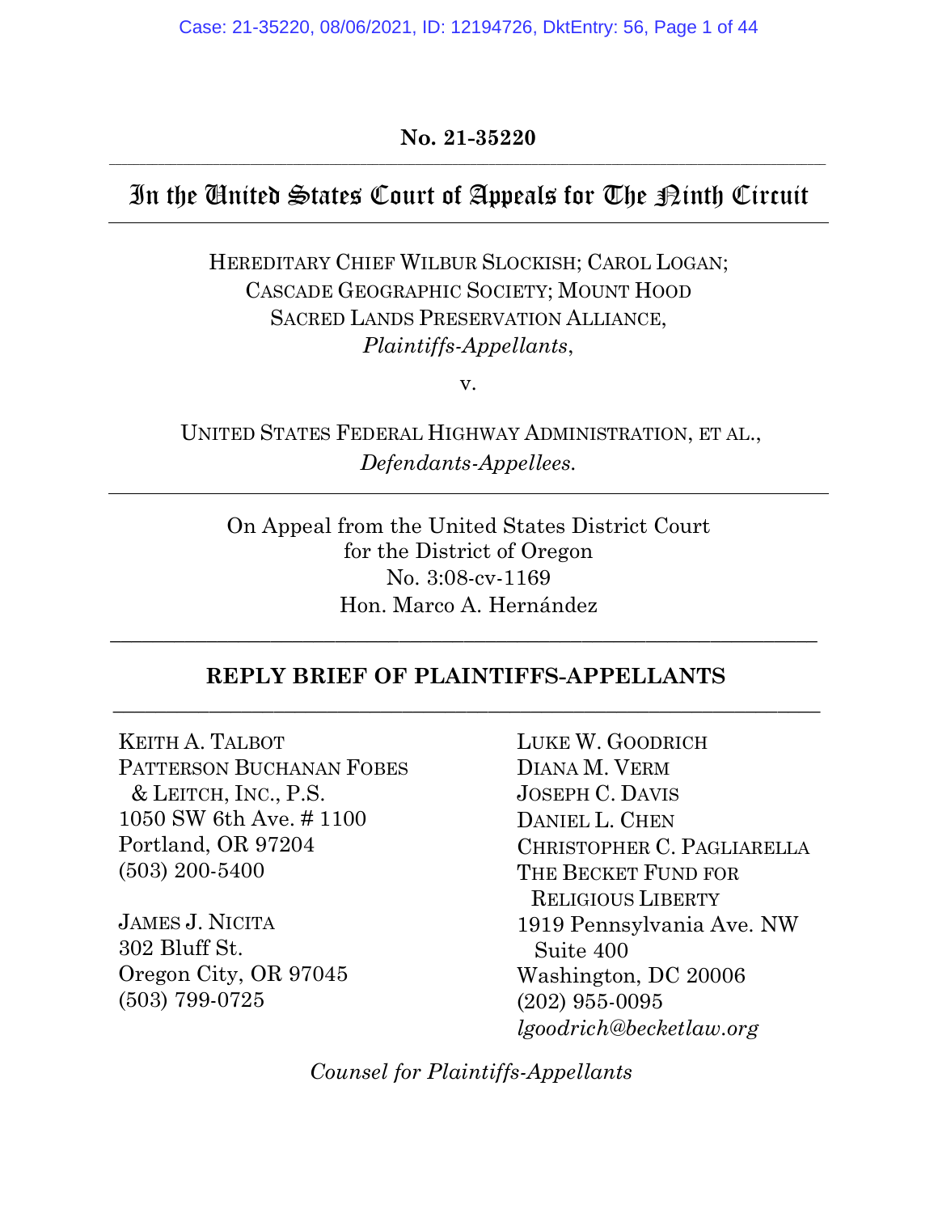**No. 21-35220**

---

# In the United States Court of Appeals for The Ninth Circuit

---

HEREDITARY CHIEF WILBUR SLOCKISH; CAROL LOGAN; CASCADE GEOGRAPHIC SOCIETY; MOUNT HOOD SACRED LANDS PRESERVATION ALLIANCE,
*Plaintiffs-Appellants*,

v.

UNITED STATES FEDERAL HIGHWAY ADMINISTRATION, ET AL.,
*Defendants-Appellees.*

---

On Appeal from the United States District Court
for the District of Oregon
No. 3:08-cv-1169
Hon. Marco A. Hernández

---

## REPLY BRIEF OF PLAINTIFFS-APPELLANTS

---

KEITH A. TALBOT
PATTERSON BUCHANAN FOBES & LEITCH, INC., P.S.
1050 SW 6th Ave. # 1100
Portland, OR 97204
(503) 200-5400

JAMES J. NICITA
302 Bluff St.
Oregon City, OR 97045
(503) 799-0725

LUKE W. GOODRICH
DIANA M. VERM
JOSEPH C. DAVIS
DANIEL L. CHEN
CHRISTOPHER C. PAGLIARELLA
THE BECKET FUND FOR RELIGIOUS LIBERTY
1919 Pennsylvania Ave. NW
Suite 400
Washington, DC 20006
(202) 955-0095
*lgoodrich@becketlaw.org*

*Counsel for Plaintiffs-Appellants*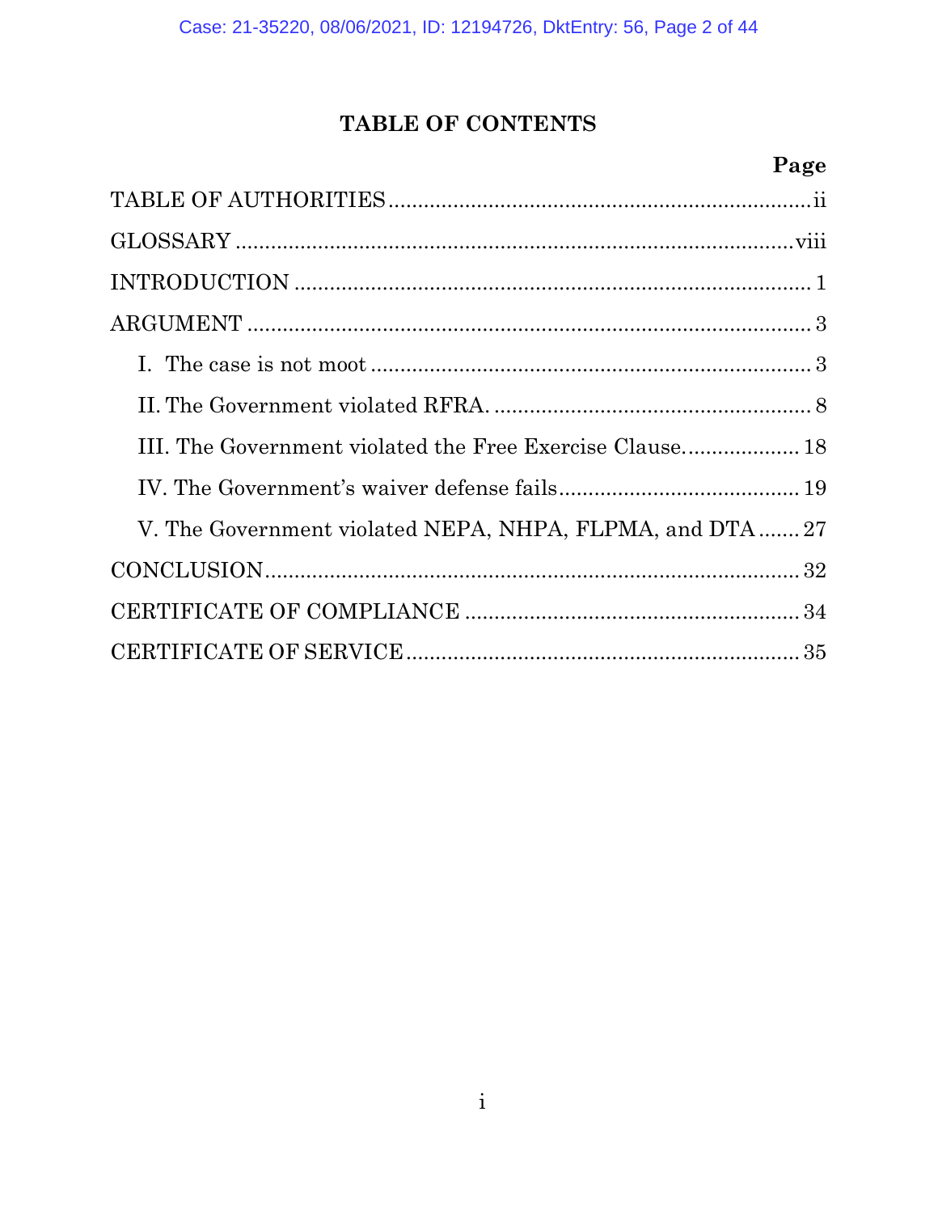## TABLE OF CONTENTS

| | Page |
|---|---|
| TABLE OF AUTHORITIES | ii |
| GLOSSARY | viii |
| INTRODUCTION | 1 |
| ARGUMENT | 3 |
| I. The case is not moot | 3 |
| II. The Government violated RFRA. | 8 |
| III. The Government violated the Free Exercise Clause. | 18 |
| IV. The Government's waiver defense fails | 19 |
| V. The Government violated NEPA, NHPA, FLPMA, and DTA | 27 |
| CONCLUSION | 32 |
| CERTIFICATE OF COMPLIANCE | 34 |
| CERTIFICATE OF SERVICE | 35 |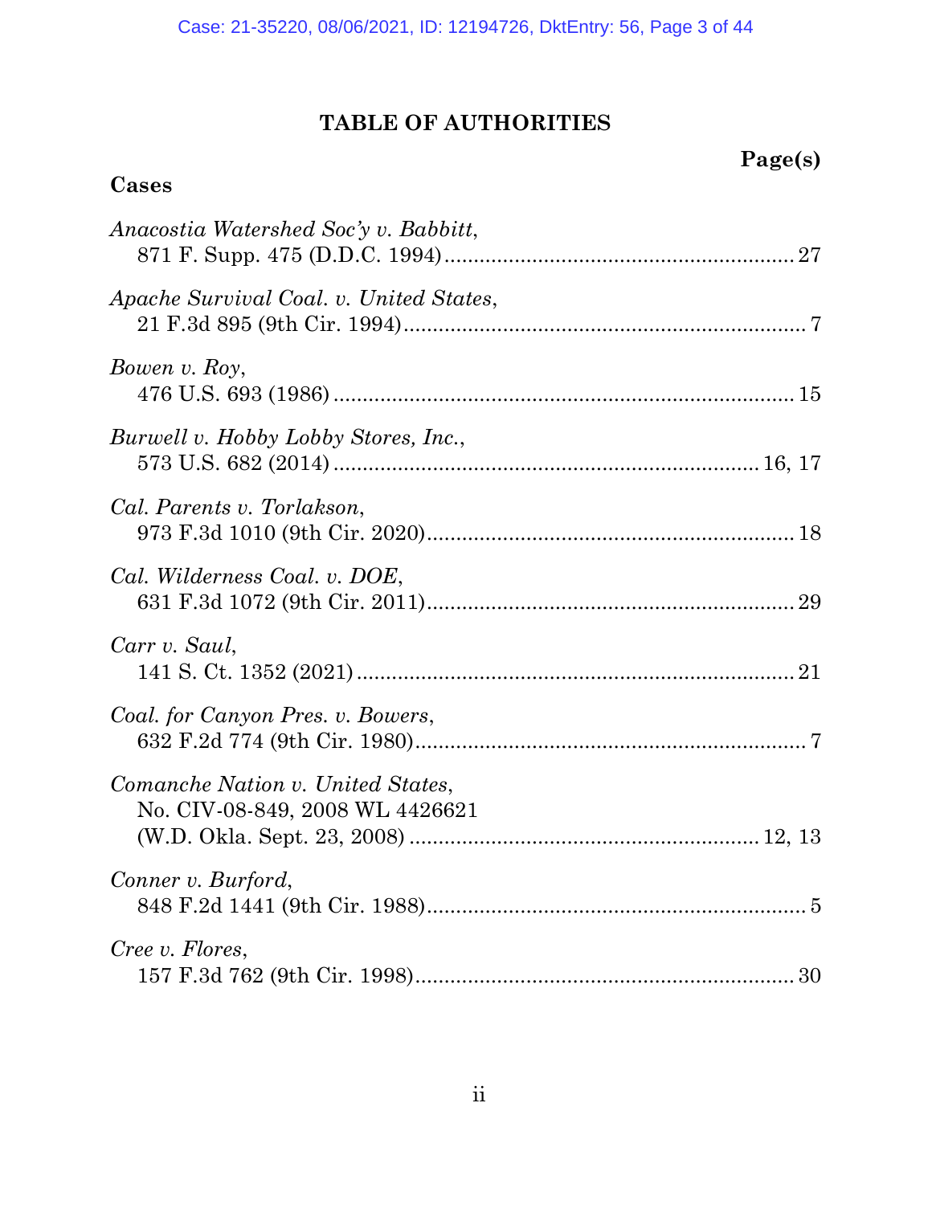## TABLE OF AUTHORITIES

**Page(s)**

**Cases**

*Anacostia Watershed Soc'y v. Babbitt*,
871 F. Supp. 475 (D.D.C. 1994) .......................................................... 27

*Apache Survival Coal. v. United States*,
21 F.3d 895 (9th Cir. 1994) .................................................................... 7

*Bowen v. Roy*,
476 U.S. 693 (1986) .............................................................................. 15

*Burwell v. Hobby Lobby Stores, Inc.*,
573 U.S. 682 (2014) ......................................................................... 16, 17

*Cal. Parents v. Torlakson*,
973 F.3d 1010 (9th Cir. 2020) ............................................................... 18

*Cal. Wilderness Coal. v. DOE*,
631 F.3d 1072 (9th Cir. 2011) ............................................................... 29

*Carr v. Saul*,
141 S. Ct. 1352 (2021) .......................................................................... 21

*Coal. for Canyon Pres. v. Bowers*,
632 F.2d 774 (9th Cir. 1980) .................................................................. 7

*Comanche Nation v. United States*,
No. CIV-08-849, 2008 WL 4426621
(W.D. Okla. Sept. 23, 2008) ........................................................... 12, 13

*Conner v. Burford*,
848 F.2d 1441 (9th Cir. 1988) ................................................................. 5

*Cree v. Flores*,
157 F.3d 762 (9th Cir. 1998) ................................................................. 30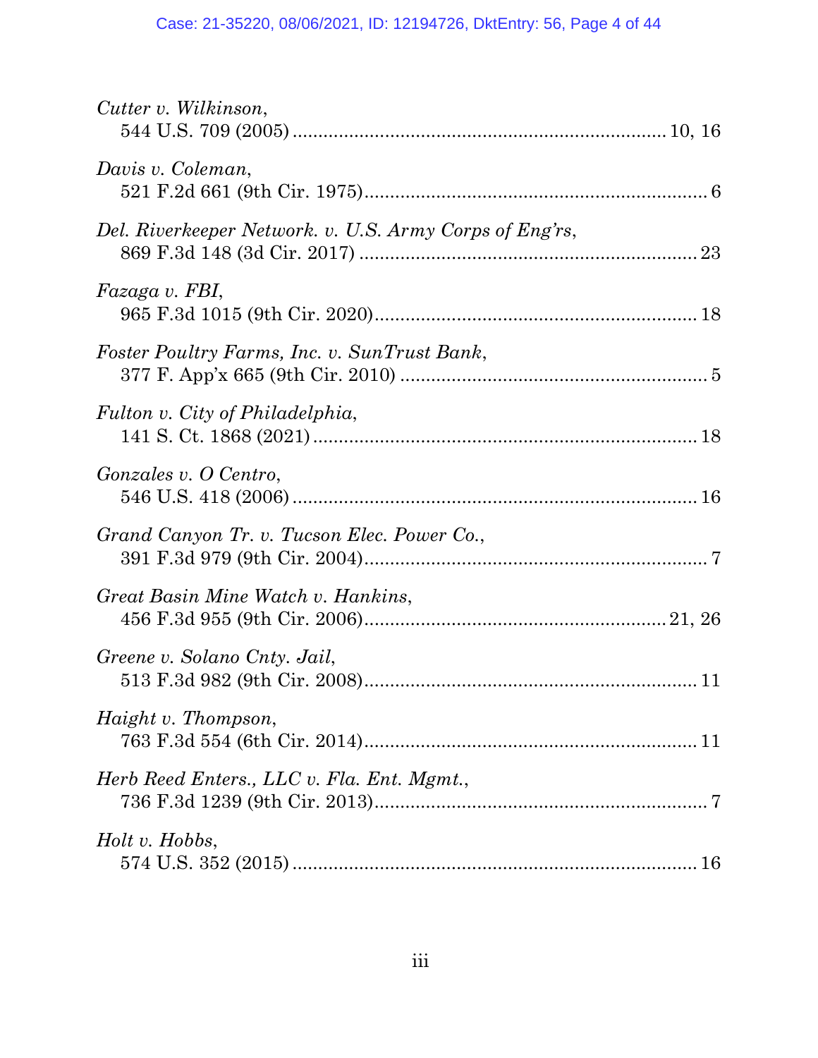*Cutter v. Wilkinson*,
544 U.S. 709 (2005) ........................................................................ 10, 16

*Davis v. Coleman*,
521 F.2d 661 (9th Cir. 1975) .................................................................. 6

*Del. Riverkeeper Network. v. U.S. Army Corps of Eng'rs*,
869 F.3d 148 (3d Cir. 2017) ................................................................. 23

*Fazaga v. FBI*,
965 F.3d 1015 (9th Cir. 2020) ............................................................... 18

*Foster Poultry Farms, Inc. v. SunTrust Bank*,
377 F. App'x 665 (9th Cir. 2010) ........................................................... 5

*Fulton v. City of Philadelphia*,
141 S. Ct. 1868 (2021) .......................................................................... 18

*Gonzales v. O Centro*,
546 U.S. 418 (2006) .............................................................................. 16

*Grand Canyon Tr. v. Tucson Elec. Power Co.*,
391 F.3d 979 (9th Cir. 2004) .................................................................. 7

*Great Basin Mine Watch v. Hankins*,
456 F.3d 955 (9th Cir. 2006) ........................................................... 21, 26

*Greene v. Solano Cnty. Jail*,
513 F.3d 982 (9th Cir. 2008) ................................................................ 11

*Haight v. Thompson*,
763 F.3d 554 (6th Cir. 2014) ................................................................ 11

*Herb Reed Enters., LLC v. Fla. Ent. Mgmt.*,
736 F.3d 1239 (9th Cir. 2013) ................................................................ 7

*Holt v. Hobbs*,
574 U.S. 352 (2015) .............................................................................. 16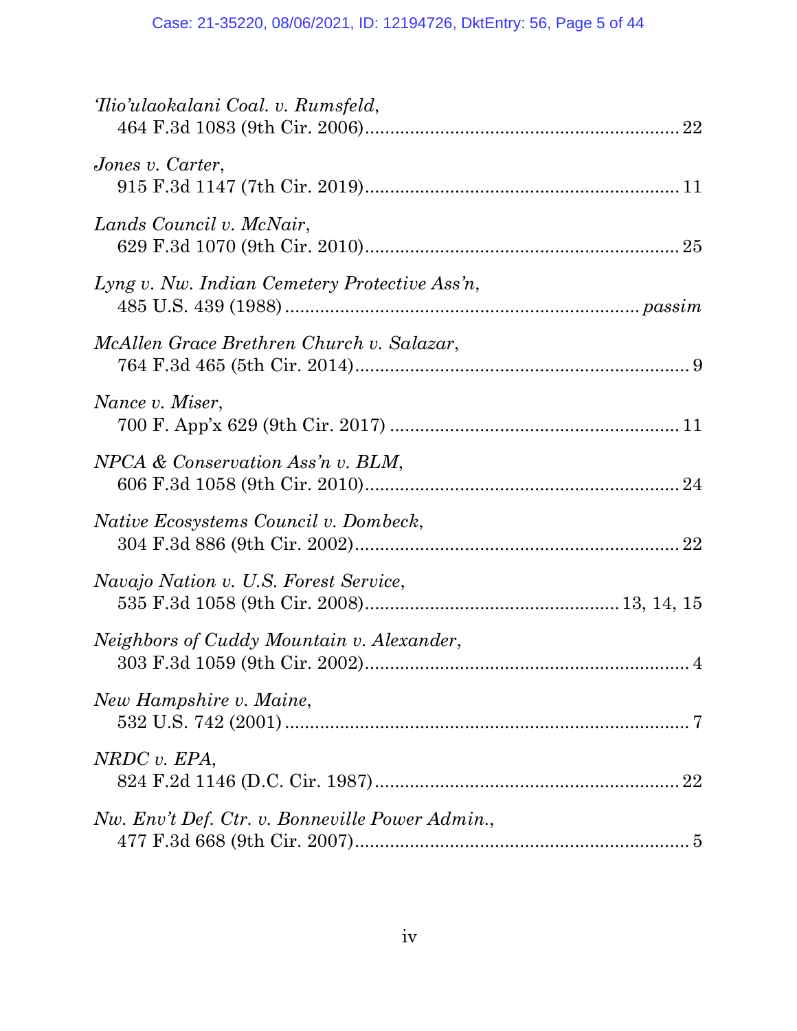*'Ilio'ulaokalani Coal. v. Rumsfeld*,
464 F.3d 1083 (9th Cir. 2006)............................................................ 22

*Jones v. Carter*,
915 F.3d 1147 (7th Cir. 2019)............................................................ 11

*Lands Council v. McNair*,
629 F.3d 1070 (9th Cir. 2010)............................................................ 25

*Lyng v. Nw. Indian Cemetery Protective Ass'n*,
485 U.S. 439 (1988) ................................................................... *passim*

*McAllen Grace Brethren Church v. Salazar*,
764 F.3d 465 (5th Cir. 2014)................................................................ 9

*Nance v. Miser*,
700 F. App'x 629 (9th Cir. 2017) ........................................................ 11

*NPCA & Conservation Ass'n v. BLM*,
606 F.3d 1058 (9th Cir. 2010)............................................................ 24

*Native Ecosystems Council v. Dombeck*,
304 F.3d 886 (9th Cir. 2002).............................................................. 22

*Navajo Nation v. U.S. Forest Service*,
535 F.3d 1058 (9th Cir. 2008).............................................. 13, 14, 15

*Neighbors of Cuddy Mountain v. Alexander*,
303 F.3d 1059 (9th Cir. 2002)................................................................ 4

*New Hampshire v. Maine*,
532 U.S. 742 (2001) ............................................................................... 7

*NRDC v. EPA*,
824 F.2d 1146 (D.C. Cir. 1987)........................................................... 22

*Nw. Env't Def. Ctr. v. Bonneville Power Admin.*,
477 F.3d 668 (9th Cir. 2007)................................................................. 5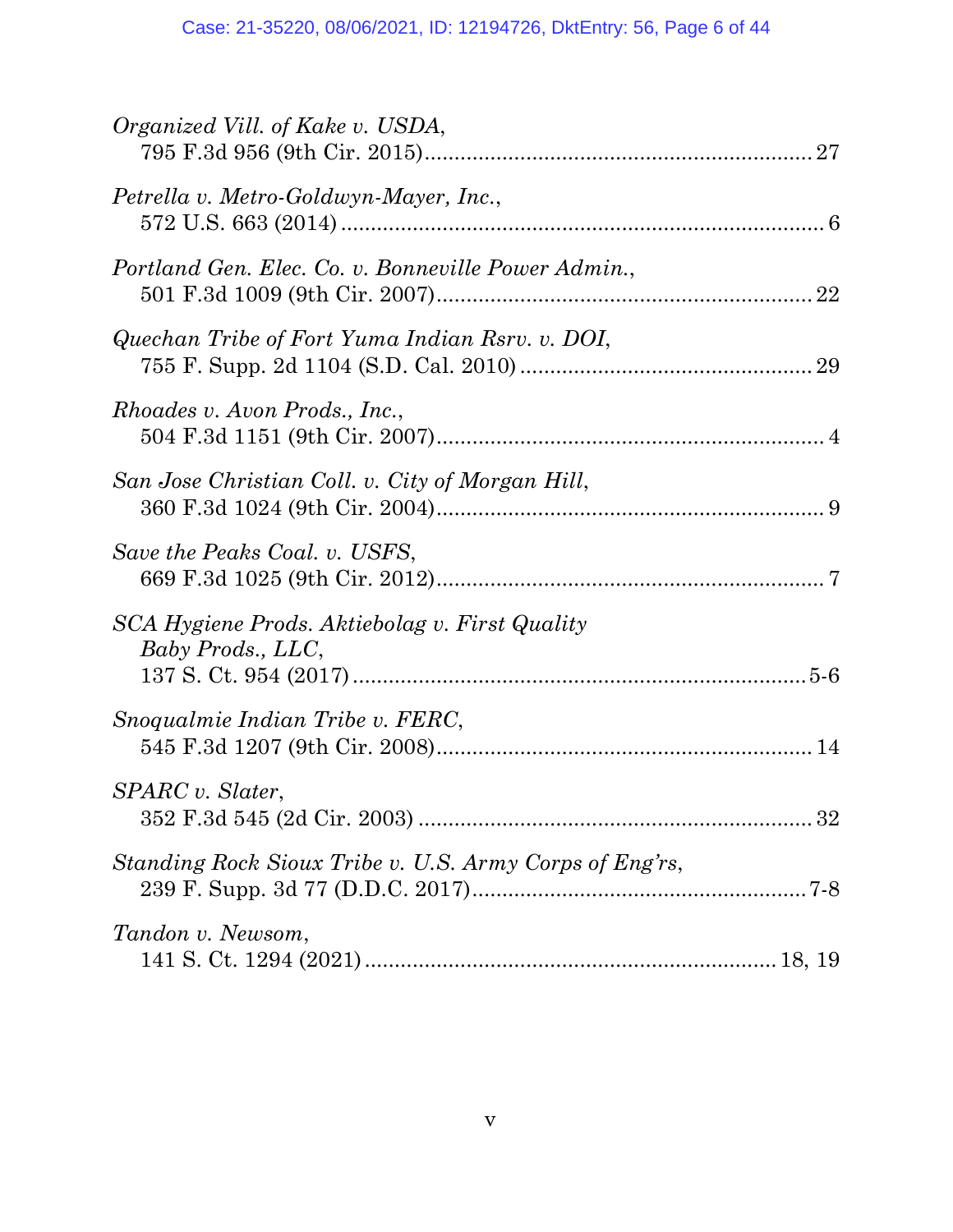*Organized Vill. of Kake v. USDA*,
795 F.3d 956 (9th Cir. 2015)................................................................27

*Petrella v. Metro-Goldwyn-Mayer, Inc.*,
572 U.S. 663 (2014)..................................................................................6

*Portland Gen. Elec. Co. v. Bonneville Power Admin.*,
501 F.3d 1009 (9th Cir. 2007)...............................................................22

*Quechan Tribe of Fort Yuma Indian Rsrv. v. DOI*,
755 F. Supp. 2d 1104 (S.D. Cal. 2010).................................................29

*Rhoades v. Avon Prods., Inc.*,
504 F.3d 1151 (9th Cir. 2007).................................................................4

*San Jose Christian Coll. v. City of Morgan Hill*,
360 F.3d 1024 (9th Cir. 2004).................................................................9

*Save the Peaks Coal. v. USFS*,
669 F.3d 1025 (9th Cir. 2012).................................................................7

*SCA Hygiene Prods. Aktiebolag v. First Quality Baby Prods., LLC*,
137 S. Ct. 954 (2017).............................................................................5-6

*Snoqualmie Indian Tribe v. FERC*,
545 F.3d 1207 (9th Cir. 2008)...............................................................14

*SPARC v. Slater*,
352 F.3d 545 (2d Cir. 2003)..................................................................32

*Standing Rock Sioux Tribe v. U.S. Army Corps of Eng'rs*,
239 F. Supp. 3d 77 (D.D.C. 2017).......................................................7-8

*Tandon v. Newsom*,
141 S. Ct. 1294 (2021)....................................................................18, 19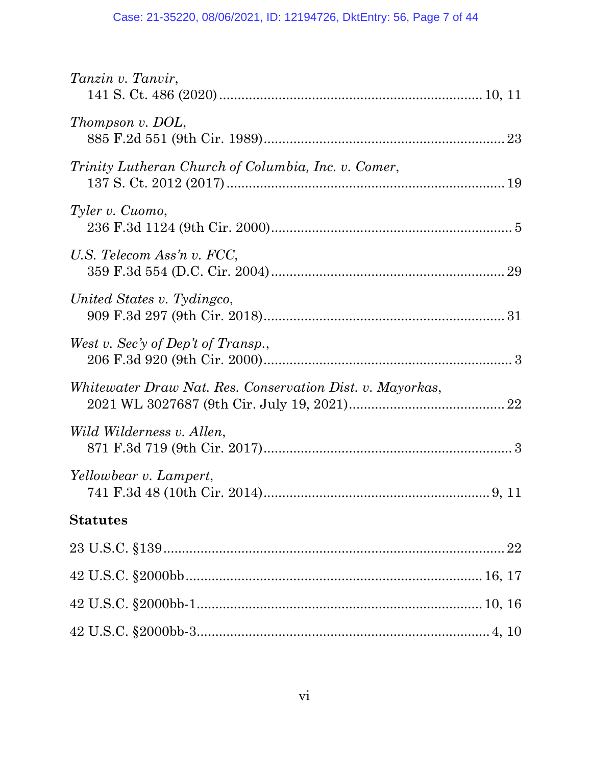*Tanzin v. Tanvir*,
141 S. Ct. 486 (2020) ........................................................................ 10, 11

*Thompson v. DOL*,
885 F.2d 551 (9th Cir. 1989) ................................................................. 23

*Trinity Lutheran Church of Columbia, Inc. v. Comer*,
137 S. Ct. 2012 (2017) ........................................................................... 19

*Tyler v. Cuomo*,
236 F.3d 1124 (9th Cir. 2000) ................................................................. 5

*U.S. Telecom Ass'n v. FCC*,
359 F.3d 554 (D.C. Cir. 2004) ............................................................... 29

*United States v. Tydingco*,
909 F.3d 297 (9th Cir. 2018) ................................................................. 31

*West v. Sec'y of Dep't of Transp.*,
206 F.3d 920 (9th Cir. 2000) ................................................................... 3

*Whitewater Draw Nat. Res. Conservation Dist. v. Mayorkas*,
2021 WL 3027687 (9th Cir. July 19, 2021) .......................................... 22

*Wild Wilderness v. Allen*,
871 F.3d 719 (9th Cir. 2017) ................................................................... 3

*Yellowbear v. Lampert*,
741 F.3d 48 (10th Cir. 2014) ............................................................. 9, 11

**Statutes**

23 U.S.C. §139 ........................................................................................... 22

42 U.S.C. §2000bb ............................................................................... 16, 17

42 U.S.C. §2000bb-1 ............................................................................. 10, 16

42 U.S.C. §2000bb-3 ............................................................................... 4, 10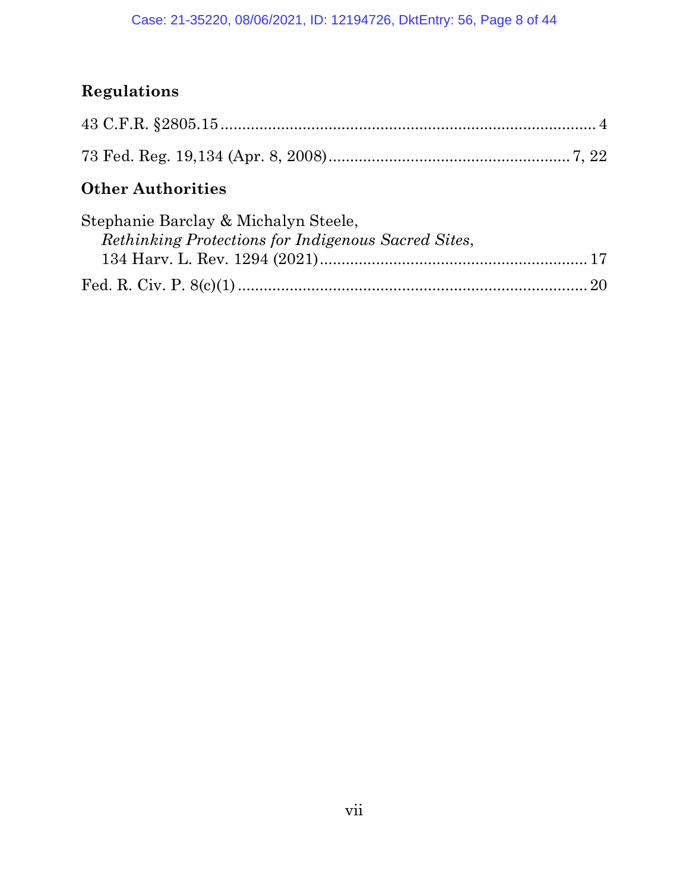## Regulations

43 C.F.R. §2805.15 ........................................................................................ 4

73 Fed. Reg. 19,134 (Apr. 8, 2008) ........................................................ 7, 22

## Other Authorities

Stephanie Barclay & Michalyn Steele,
*Rethinking Protections for Indigenous Sacred Sites*,
134 Harv. L. Rev. 1294 (2021) ............................................................... 17

Fed. R. Civ. P. 8(c)(1) .................................................................................. 20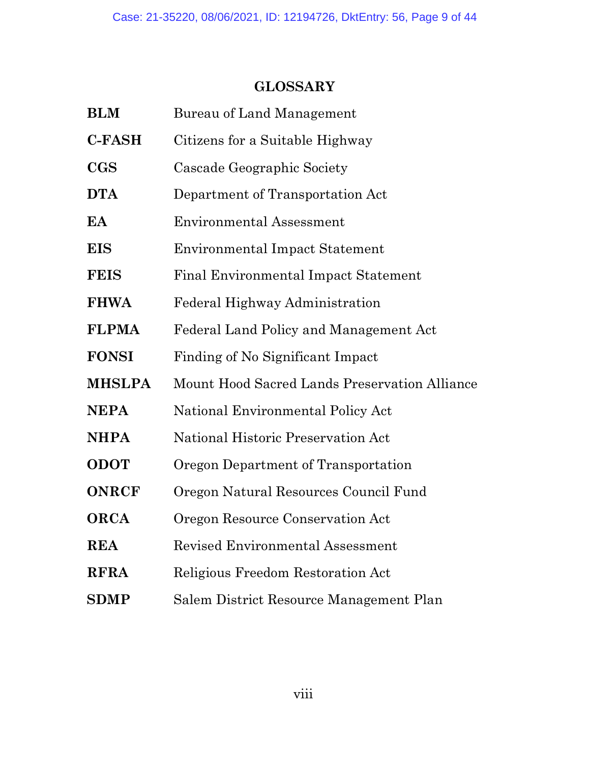## GLOSSARY

| | |
|---|---|
| **BLM** | Bureau of Land Management |
| **C-FASH** | Citizens for a Suitable Highway |
| **CGS** | Cascade Geographic Society |
| **DTA** | Department of Transportation Act |
| **EA** | Environmental Assessment |
| **EIS** | Environmental Impact Statement |
| **FEIS** | Final Environmental Impact Statement |
| **FHWA** | Federal Highway Administration |
| **FLPMA** | Federal Land Policy and Management Act |
| **FONSI** | Finding of No Significant Impact |
| **MHSLPA** | Mount Hood Sacred Lands Preservation Alliance |
| **NEPA** | National Environmental Policy Act |
| **NHPA** | National Historic Preservation Act |
| **ODOT** | Oregon Department of Transportation |
| **ONRCF** | Oregon Natural Resources Council Fund |
| **ORCA** | Oregon Resource Conservation Act |
| **REA** | Revised Environmental Assessment |
| **RFRA** | Religious Freedom Restoration Act |
| **SDMP** | Salem District Resource Management Plan |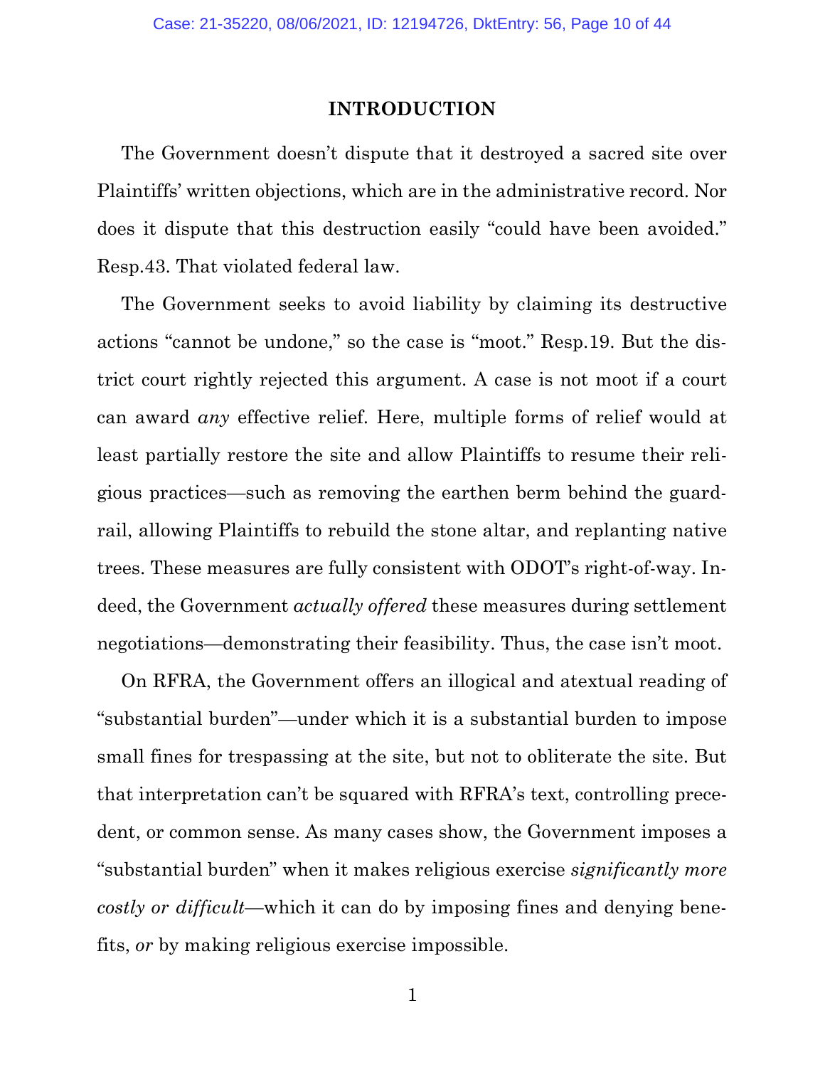# INTRODUCTION

The Government doesn't dispute that it destroyed a sacred site over Plaintiffs' written objections, which are in the administrative record. Nor does it dispute that this destruction easily "could have been avoided." Resp.43. That violated federal law.

The Government seeks to avoid liability by claiming its destructive actions "cannot be undone," so the case is "moot." Resp.19. But the district court rightly rejected this argument. A case is not moot if a court can award *any* effective relief. Here, multiple forms of relief would at least partially restore the site and allow Plaintiffs to resume their religious practices—such as removing the earthen berm behind the guardrail, allowing Plaintiffs to rebuild the stone altar, and replanting native trees. These measures are fully consistent with ODOT's right-of-way. Indeed, the Government *actually offered* these measures during settlement negotiations—demonstrating their feasibility. Thus, the case isn't moot.

On RFRA, the Government offers an illogical and atextual reading of "substantial burden"—under which it is a substantial burden to impose small fines for trespassing at the site, but not to obliterate the site. But that interpretation can't be squared with RFRA's text, controlling precedent, or common sense. As many cases show, the Government imposes a "substantial burden" when it makes religious exercise *significantly more costly or difficult*—which it can do by imposing fines and denying benefits, *or* by making religious exercise impossible.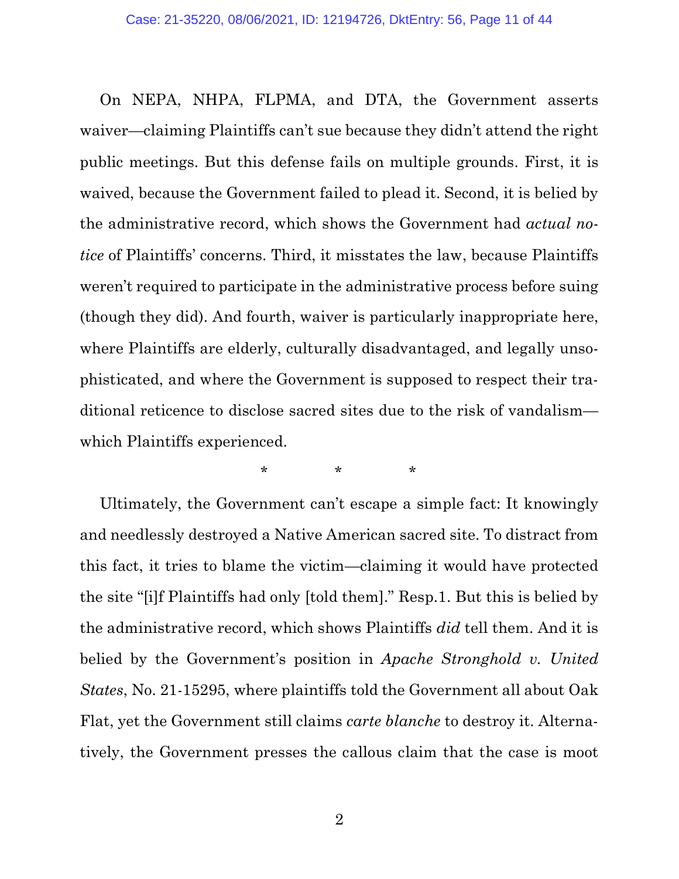On NEPA, NHPA, FLPMA, and DTA, the Government asserts waiver—claiming Plaintiffs can't sue because they didn't attend the right public meetings. But this defense fails on multiple grounds. First, it is waived, because the Government failed to plead it. Second, it is belied by the administrative record, which shows the Government had *actual notice* of Plaintiffs' concerns. Third, it misstates the law, because Plaintiffs weren't required to participate in the administrative process before suing (though they did). And fourth, waiver is particularly inappropriate here, where Plaintiffs are elderly, culturally disadvantaged, and legally unsophisticated, and where the Government is supposed to respect their traditional reticence to disclose sacred sites due to the risk of vandalism—which Plaintiffs experienced.

\* \* \*

Ultimately, the Government can't escape a simple fact: It knowingly and needlessly destroyed a Native American sacred site. To distract from this fact, it tries to blame the victim—claiming it would have protected the site "[i]f Plaintiffs had only [told them]." Resp.1. But this is belied by the administrative record, which shows Plaintiffs *did* tell them. And it is belied by the Government's position in *Apache Stronghold v. United States*, No. 21-15295, where plaintiffs told the Government all about Oak Flat, yet the Government still claims *carte blanche* to destroy it. Alternatively, the Government presses the callous claim that the case is moot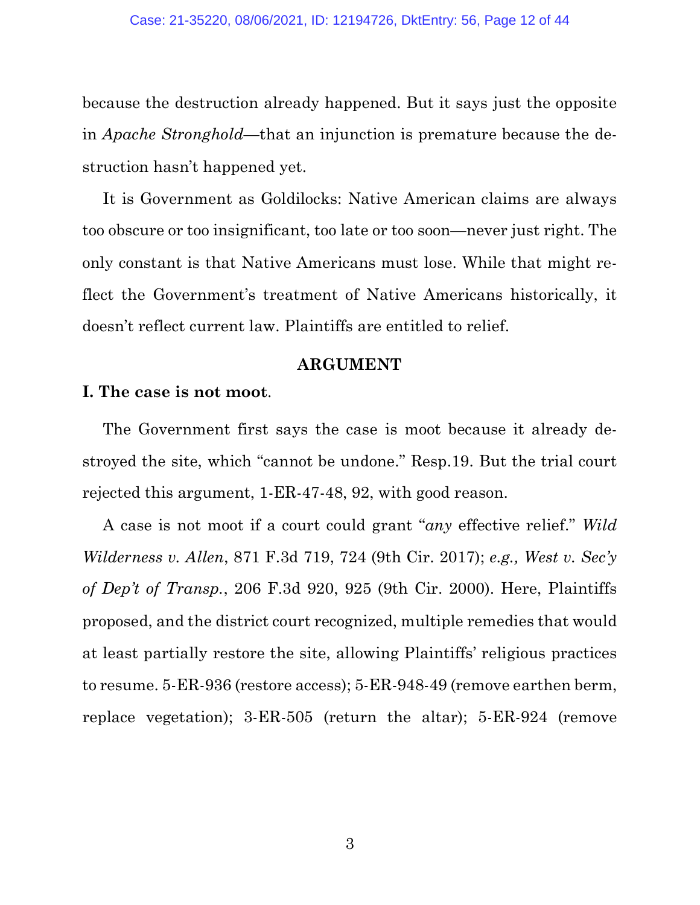because the destruction already happened. But it says just the opposite in *Apache Stronghold*—that an injunction is premature because the destruction hasn't happened yet.

It is Government as Goldilocks: Native American claims are always too obscure or too insignificant, too late or too soon—never just right. The only constant is that Native Americans must lose. While that might reflect the Government's treatment of Native Americans historically, it doesn't reflect current law. Plaintiffs are entitled to relief.

## ARGUMENT

### I. The case is not moot.

The Government first says the case is moot because it already destroyed the site, which "cannot be undone." Resp.19. But the trial court rejected this argument, 1-ER-47-48, 92, with good reason.

A case is not moot if a court could grant "*any* effective relief." *Wild Wilderness v. Allen*, 871 F.3d 719, 724 (9th Cir. 2017); *e.g., West v. Sec'y of Dep't of Transp.*, 206 F.3d 920, 925 (9th Cir. 2000). Here, Plaintiffs proposed, and the district court recognized, multiple remedies that would at least partially restore the site, allowing Plaintiffs' religious practices to resume. 5-ER-936 (restore access); 5-ER-948-49 (remove earthen berm, replace vegetation); 3-ER-505 (return the altar); 5-ER-924 (remove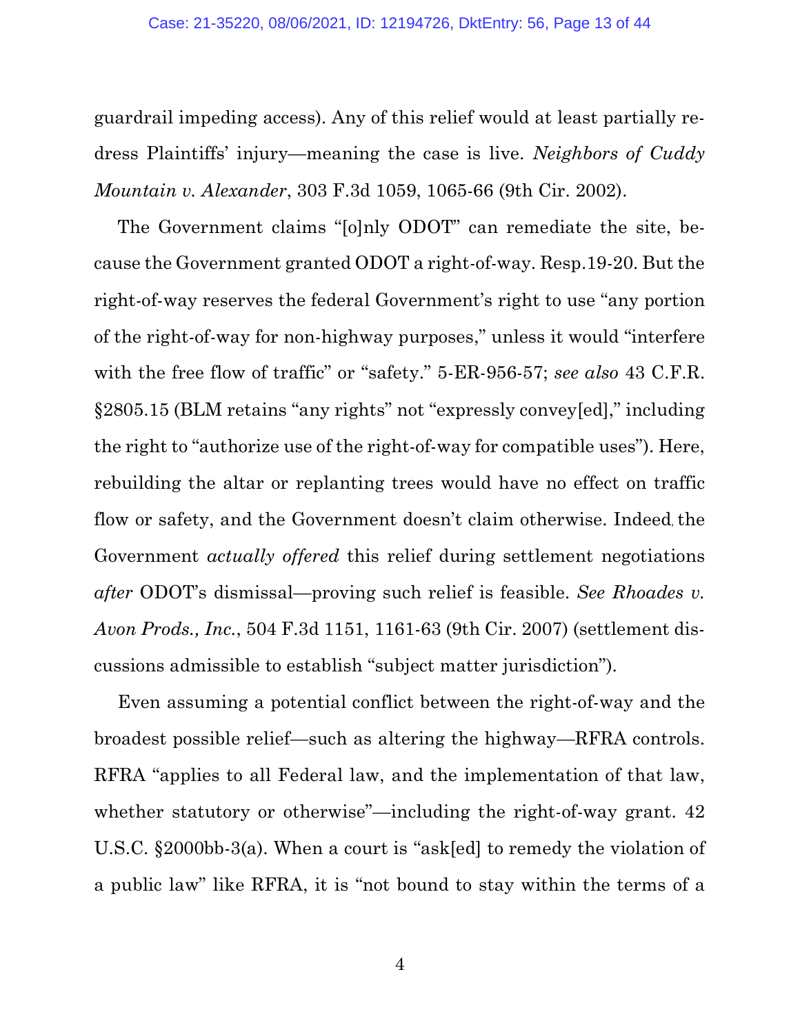guardrail impeding access). Any of this relief would at least partially redress Plaintiffs' injury—meaning the case is live. *Neighbors of Cuddy Mountain v. Alexander*, 303 F.3d 1059, 1065-66 (9th Cir. 2002).

The Government claims "[o]nly ODOT" can remediate the site, because the Government granted ODOT a right-of-way. Resp.19-20. But the right-of-way reserves the federal Government's right to use "any portion of the right-of-way for non-highway purposes," unless it would "interfere with the free flow of traffic" or "safety." 5-ER-956-57; *see also* 43 C.F.R. §2805.15 (BLM retains "any rights" not "expressly convey[ed]," including the right to "authorize use of the right-of-way for compatible uses"). Here, rebuilding the altar or replanting trees would have no effect on traffic flow or safety, and the Government doesn't claim otherwise. Indeed, the Government *actually offered* this relief during settlement negotiations *after* ODOT's dismissal—proving such relief is feasible. *See Rhoades v. Avon Prods., Inc.*, 504 F.3d 1151, 1161-63 (9th Cir. 2007) (settlement discussions admissible to establish "subject matter jurisdiction").

Even assuming a potential conflict between the right-of-way and the broadest possible relief—such as altering the highway—RFRA controls. RFRA "applies to all Federal law, and the implementation of that law, whether statutory or otherwise"—including the right-of-way grant. 42 U.S.C. §2000bb-3(a). When a court is "ask[ed] to remedy the violation of a public law" like RFRA, it is "not bound to stay within the terms of a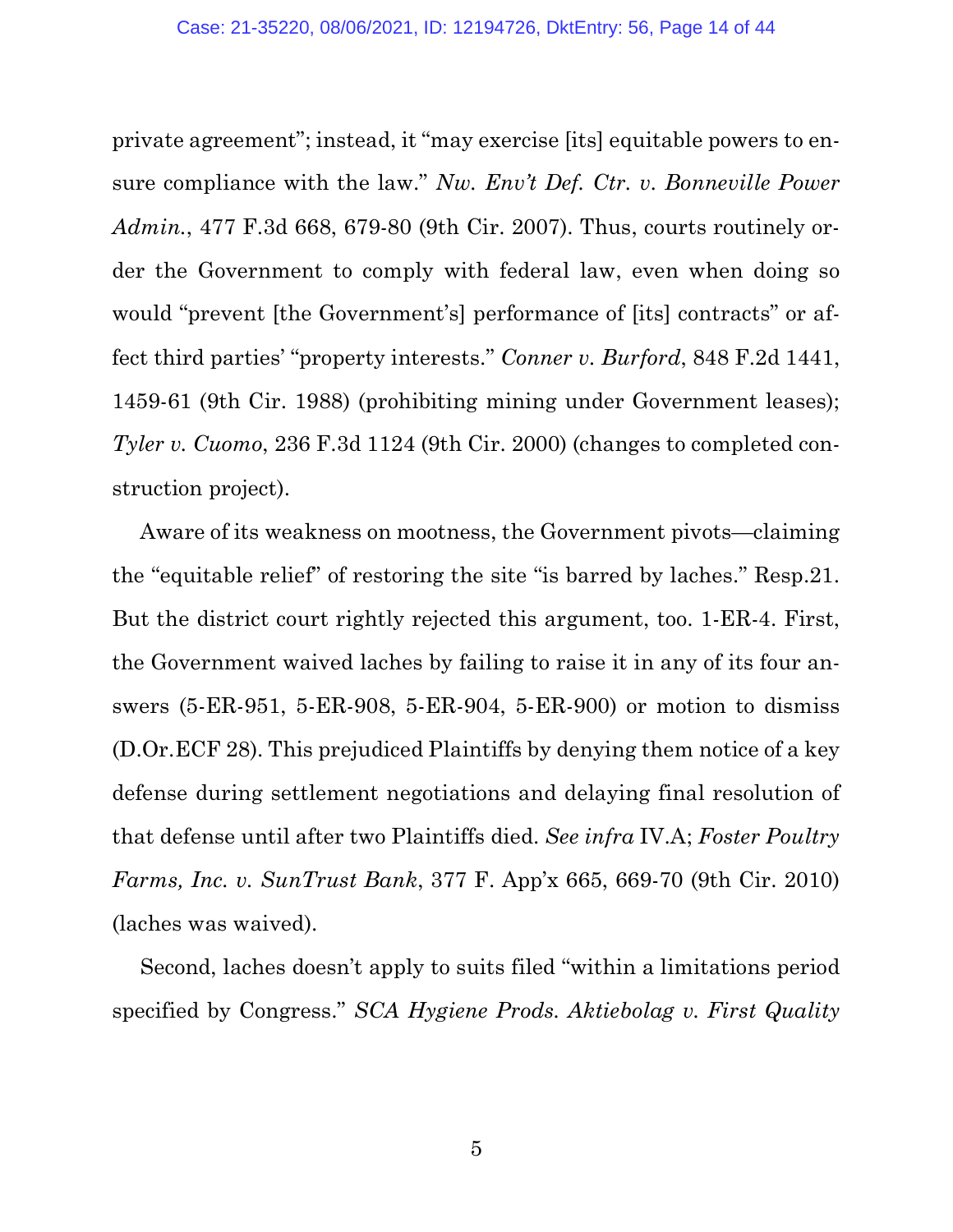private agreement"; instead, it "may exercise [its] equitable powers to ensure compliance with the law." *Nw. Env't Def. Ctr. v. Bonneville Power Admin.*, 477 F.3d 668, 679-80 (9th Cir. 2007). Thus, courts routinely order the Government to comply with federal law, even when doing so would "prevent [the Government's] performance of [its] contracts" or affect third parties' "property interests." *Conner v. Burford*, 848 F.2d 1441, 1459-61 (9th Cir. 1988) (prohibiting mining under Government leases); *Tyler v. Cuomo*, 236 F.3d 1124 (9th Cir. 2000) (changes to completed construction project).

Aware of its weakness on mootness, the Government pivots—claiming the "equitable relief" of restoring the site "is barred by laches." Resp.21. But the district court rightly rejected this argument, too. 1-ER-4. First, the Government waived laches by failing to raise it in any of its four answers (5-ER-951, 5-ER-908, 5-ER-904, 5-ER-900) or motion to dismiss (D.Or.ECF 28). This prejudiced Plaintiffs by denying them notice of a key defense during settlement negotiations and delaying final resolution of that defense until after two Plaintiffs died. *See infra* IV.A; *Foster Poultry Farms, Inc. v. SunTrust Bank*, 377 F. App'x 665, 669-70 (9th Cir. 2010) (laches was waived).

Second, laches doesn't apply to suits filed "within a limitations period specified by Congress." *SCA Hygiene Prods. Aktiebolag v. First Quality*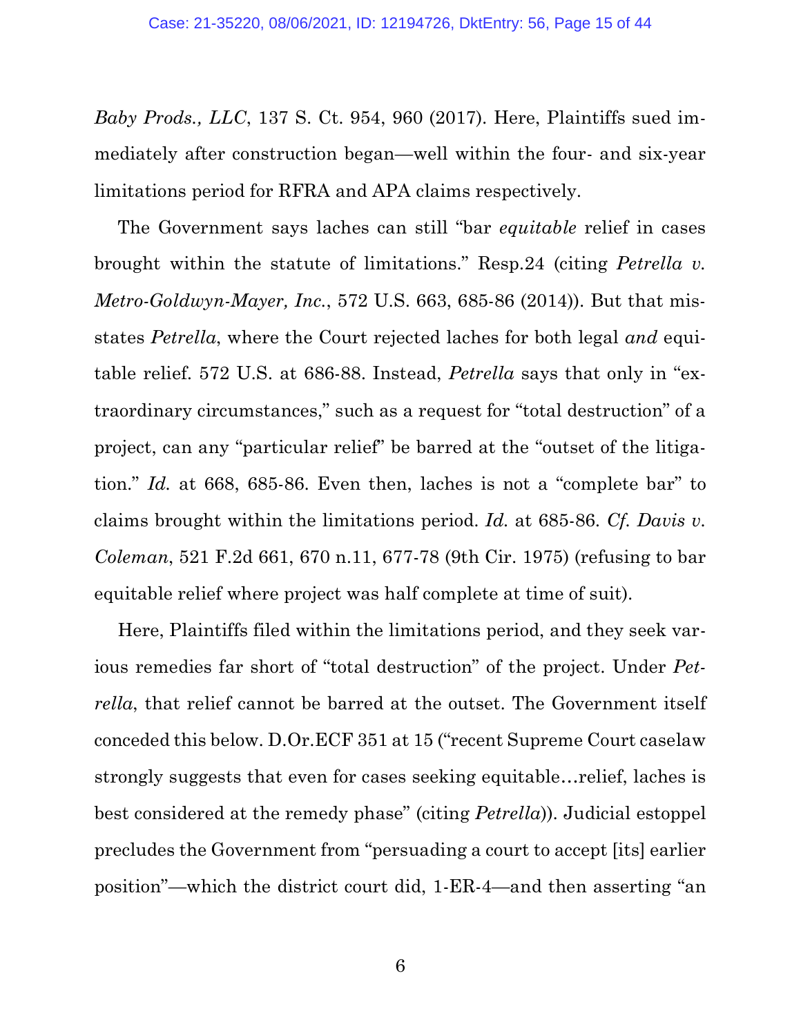*Baby Prods., LLC*, 137 S. Ct. 954, 960 (2017). Here, Plaintiffs sued immediately after construction began—well within the four- and six-year limitations period for RFRA and APA claims respectively.

The Government says laches can still "bar *equitable* relief in cases brought within the statute of limitations." Resp.24 (citing *Petrella v. Metro-Goldwyn-Mayer, Inc.*, 572 U.S. 663, 685-86 (2014)). But that misstates *Petrella*, where the Court rejected laches for both legal *and* equitable relief. 572 U.S. at 686-88. Instead, *Petrella* says that only in "extraordinary circumstances," such as a request for "total destruction" of a project, can any "particular relief" be barred at the "outset of the litigation." *Id.* at 668, 685-86. Even then, laches is not a "complete bar" to claims brought within the limitations period. *Id.* at 685-86. *Cf. Davis v. Coleman*, 521 F.2d 661, 670 n.11, 677-78 (9th Cir. 1975) (refusing to bar equitable relief where project was half complete at time of suit).

Here, Plaintiffs filed within the limitations period, and they seek various remedies far short of "total destruction" of the project. Under *Petrella*, that relief cannot be barred at the outset. The Government itself conceded this below. D.Or.ECF 351 at 15 ("recent Supreme Court caselaw strongly suggests that even for cases seeking equitable…relief, laches is best considered at the remedy phase" (citing *Petrella*)). Judicial estoppel precludes the Government from "persuading a court to accept [its] earlier position"—which the district court did, 1-ER-4—and then asserting "an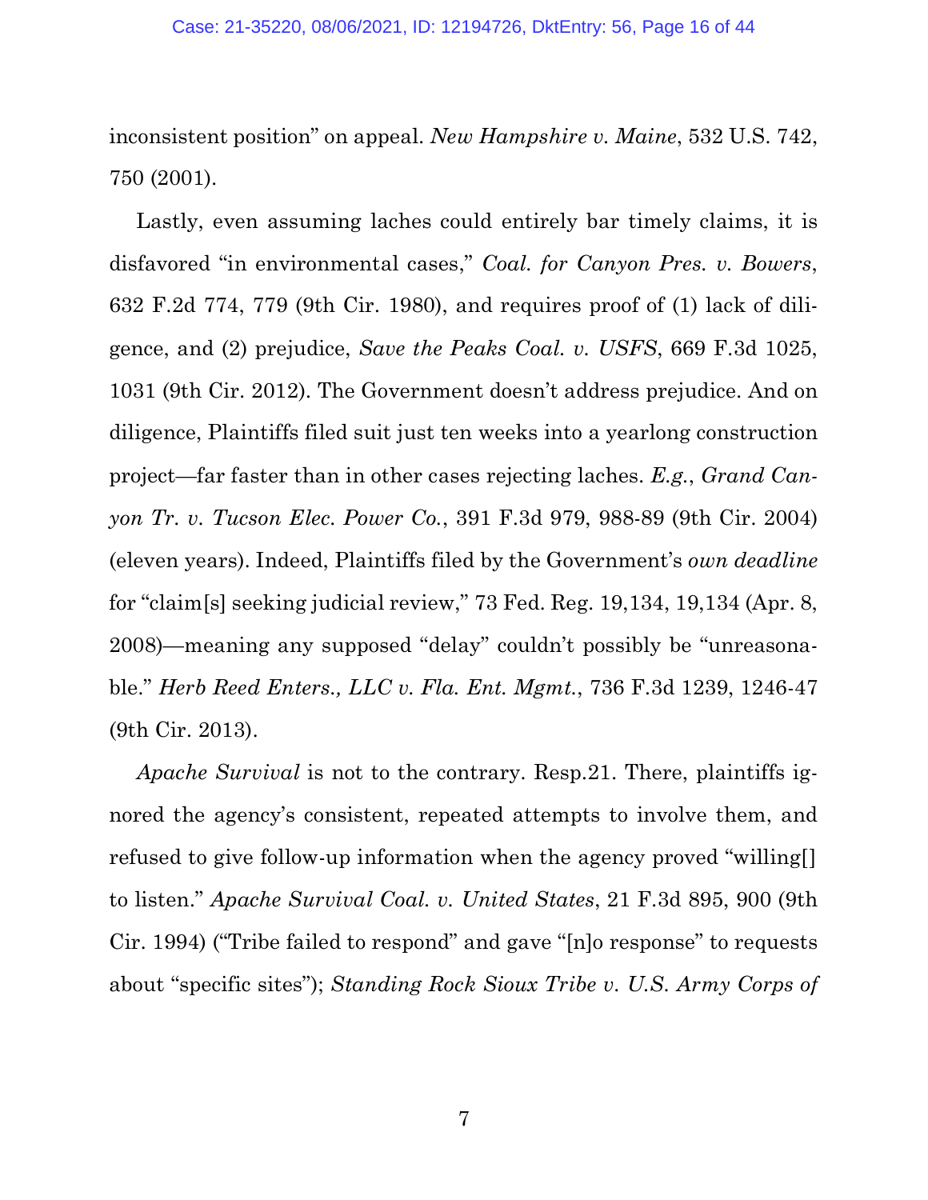inconsistent position" on appeal. *New Hampshire v. Maine*, 532 U.S. 742, 750 (2001).

Lastly, even assuming laches could entirely bar timely claims, it is disfavored "in environmental cases," *Coal. for Canyon Pres. v. Bowers*, 632 F.2d 774, 779 (9th Cir. 1980), and requires proof of (1) lack of diligence, and (2) prejudice, *Save the Peaks Coal. v. USFS*, 669 F.3d 1025, 1031 (9th Cir. 2012). The Government doesn't address prejudice. And on diligence, Plaintiffs filed suit just ten weeks into a yearlong construction project—far faster than in other cases rejecting laches. *E.g.*, *Grand Canyon Tr. v. Tucson Elec. Power Co.*, 391 F.3d 979, 988-89 (9th Cir. 2004) (eleven years). Indeed, Plaintiffs filed by the Government's *own deadline* for "claim[s] seeking judicial review," 73 Fed. Reg. 19,134, 19,134 (Apr. 8, 2008)—meaning any supposed "delay" couldn't possibly be "unreasonable." *Herb Reed Enters., LLC v. Fla. Ent. Mgmt.*, 736 F.3d 1239, 1246-47 (9th Cir. 2013).

*Apache Survival* is not to the contrary. Resp.21. There, plaintiffs ignored the agency's consistent, repeated attempts to involve them, and refused to give follow-up information when the agency proved "willing[] to listen." *Apache Survival Coal. v. United States*, 21 F.3d 895, 900 (9th Cir. 1994) ("Tribe failed to respond" and gave "[n]o response" to requests about "specific sites"); *Standing Rock Sioux Tribe v. U.S. Army Corps of*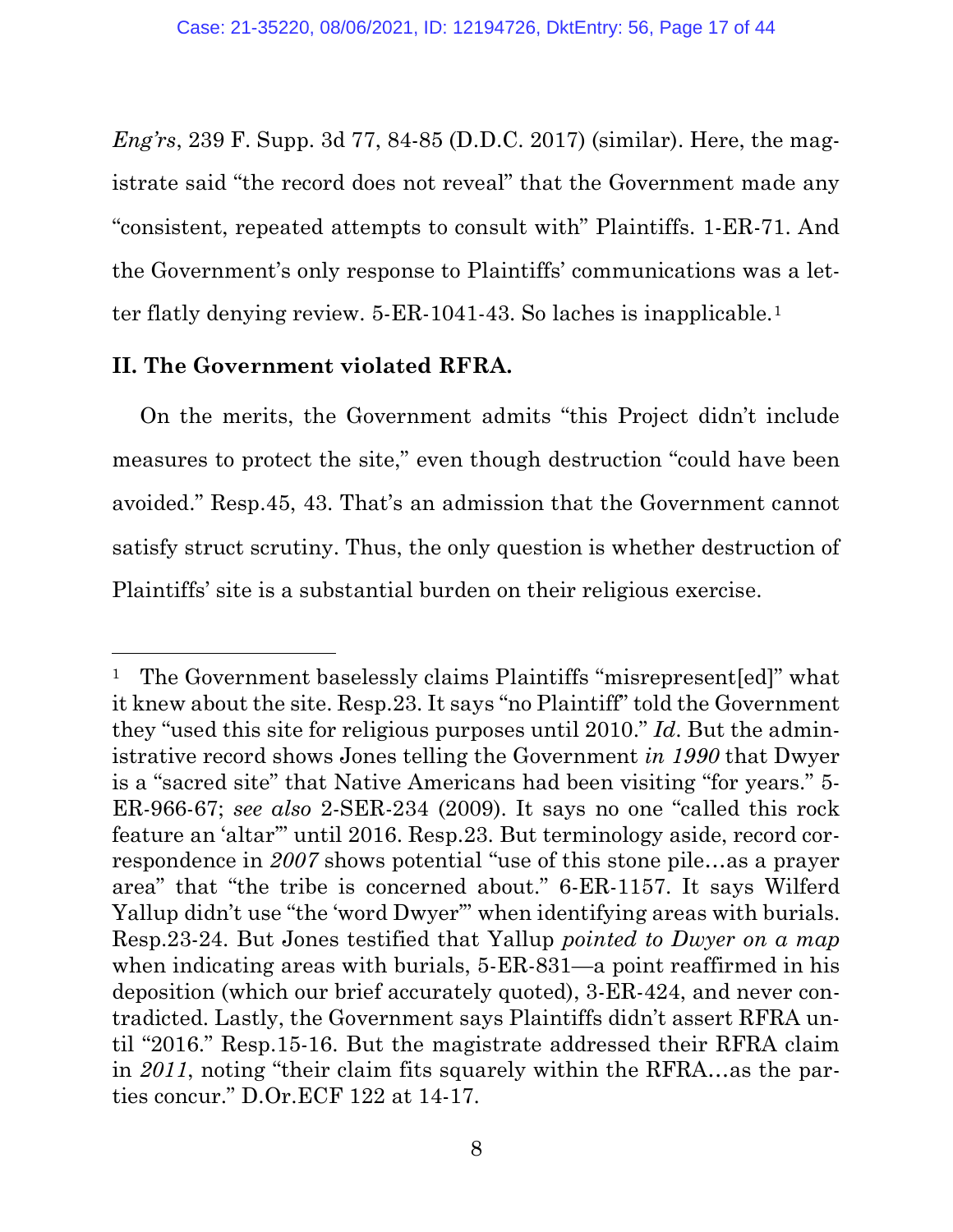*Eng'rs*, 239 F. Supp. 3d 77, 84-85 (D.D.C. 2017) (similar). Here, the magistrate said "the record does not reveal" that the Government made any "consistent, repeated attempts to consult with" Plaintiffs. 1-ER-71. And the Government's only response to Plaintiffs' communications was a letter flatly denying review. 5-ER-1041-43. So laches is inapplicable.[1]

## II. The Government violated RFRA.

On the merits, the Government admits "this Project didn't include measures to protect the site," even though destruction "could have been avoided." Resp.45, 43. That's an admission that the Government cannot satisfy struct scrutiny. Thus, the only question is whether destruction of Plaintiffs' site is a substantial burden on their religious exercise.

---

[1] The Government baselessly claims Plaintiffs "misrepresent[ed]" what it knew about the site. Resp.23. It says "no Plaintiff" told the Government they "used this site for religious purposes until 2010." *Id*. But the administrative record shows Jones telling the Government *in 1990* that Dwyer is a "sacred site" that Native Americans had been visiting "for years." 5-ER-966-67; *see also* 2-SER-234 (2009). It says no one "called this rock feature an 'altar'" until 2016. Resp.23. But terminology aside, record correspondence in *2007* shows potential "use of this stone pile…as a prayer area" that "the tribe is concerned about." 6-ER-1157. It says Wilferd Yallup didn't use "the 'word Dwyer'" when identifying areas with burials. Resp.23-24. But Jones testified that Yallup *pointed to Dwyer on a map* when indicating areas with burials, 5-ER-831—a point reaffirmed in his deposition (which our brief accurately quoted), 3-ER-424, and never contradicted. Lastly, the Government says Plaintiffs didn't assert RFRA until "2016." Resp.15-16. But the magistrate addressed their RFRA claim in *2011*, noting "their claim fits squarely within the RFRA…as the parties concur." D.Or.ECF 122 at 14-17.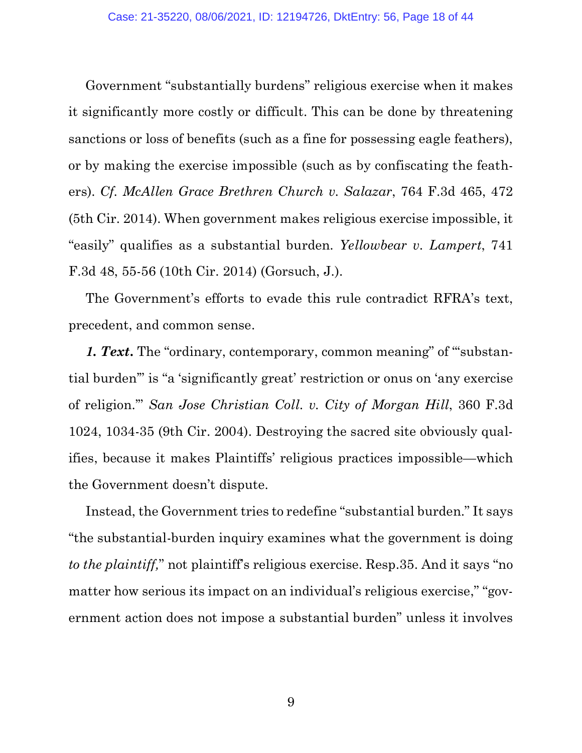Government "substantially burdens" religious exercise when it makes it significantly more costly or difficult. This can be done by threatening sanctions or loss of benefits (such as a fine for possessing eagle feathers), or by making the exercise impossible (such as by confiscating the feathers). *Cf. McAllen Grace Brethren Church v. Salazar*, 764 F.3d 465, 472 (5th Cir. 2014). When government makes religious exercise impossible, it "easily" qualifies as a substantial burden. *Yellowbear v. Lampert*, 741 F.3d 48, 55-56 (10th Cir. 2014) (Gorsuch, J.).

The Government's efforts to evade this rule contradict RFRA's text, precedent, and common sense.

***1. Text.*** The "ordinary, contemporary, common meaning" of "'substantial burden'" is "a 'significantly great' restriction or onus on 'any exercise of religion.'" *San Jose Christian Coll. v. City of Morgan Hill*, 360 F.3d 1024, 1034-35 (9th Cir. 2004). Destroying the sacred site obviously qualifies, because it makes Plaintiffs' religious practices impossible—which the Government doesn't dispute.

Instead, the Government tries to redefine "substantial burden." It says "the substantial-burden inquiry examines what the government is doing *to the plaintiff,*" not plaintiff's religious exercise. Resp.35. And it says "no matter how serious its impact on an individual's religious exercise," "government action does not impose a substantial burden" unless it involves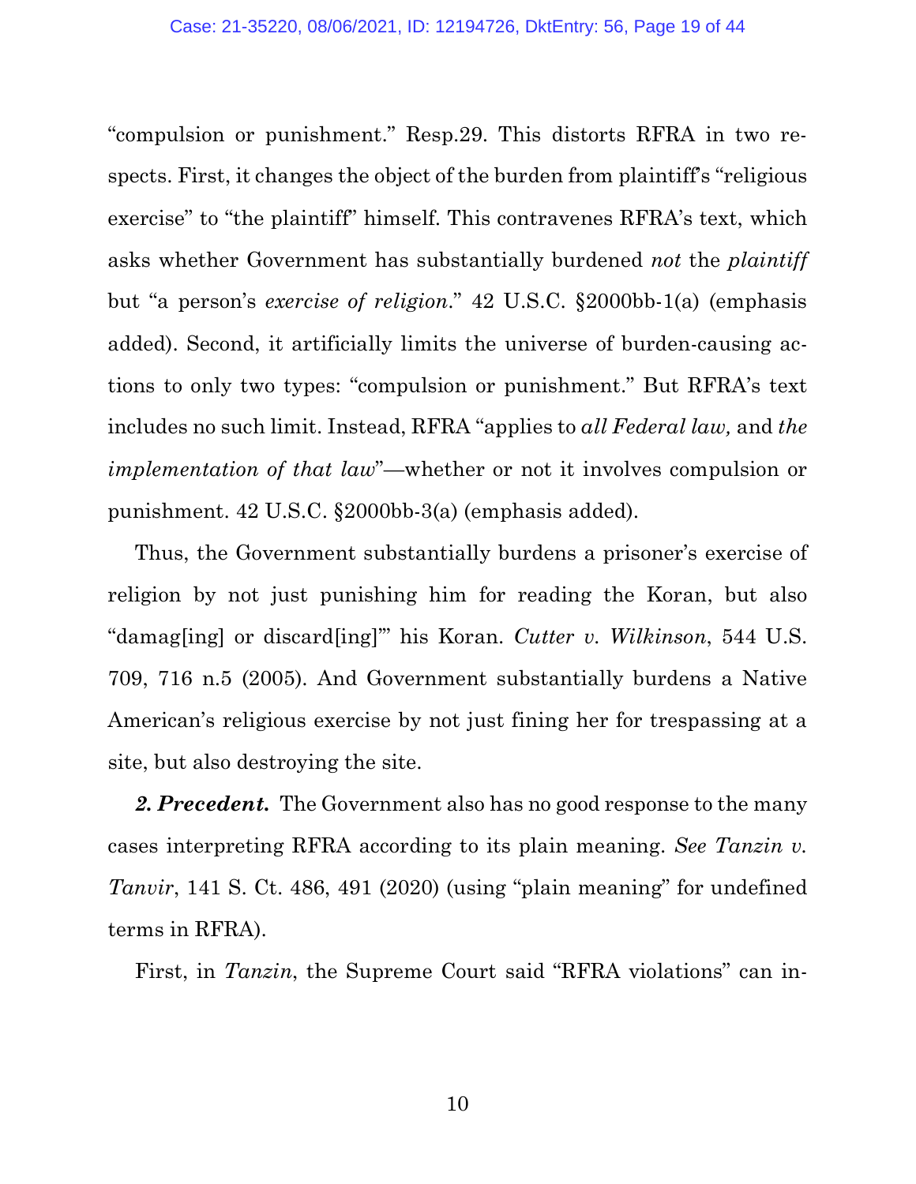"compulsion or punishment." Resp.29. This distorts RFRA in two respects. First, it changes the object of the burden from plaintiff's "religious exercise" to "the plaintiff" himself. This contravenes RFRA's text, which asks whether Government has substantially burdened *not* the *plaintiff* but "a person's *exercise of religion*." 42 U.S.C. §2000bb-1(a) (emphasis added). Second, it artificially limits the universe of burden-causing actions to only two types: "compulsion or punishment." But RFRA's text includes no such limit. Instead, RFRA "applies to *all Federal law,* and *the implementation of that law*"—whether or not it involves compulsion or punishment. 42 U.S.C. §2000bb-3(a) (emphasis added).

Thus, the Government substantially burdens a prisoner's exercise of religion by not just punishing him for reading the Koran, but also "damag[ing] or discard[ing]'" his Koran. *Cutter v. Wilkinson*, 544 U.S. 709, 716 n.5 (2005). And Government substantially burdens a Native American's religious exercise by not just fining her for trespassing at a site, but also destroying the site.

***2. Precedent.*** The Government also has no good response to the many cases interpreting RFRA according to its plain meaning. *See Tanzin v. Tanvir*, 141 S. Ct. 486, 491 (2020) (using "plain meaning" for undefined terms in RFRA).

First, in *Tanzin*, the Supreme Court said "RFRA violations" can in-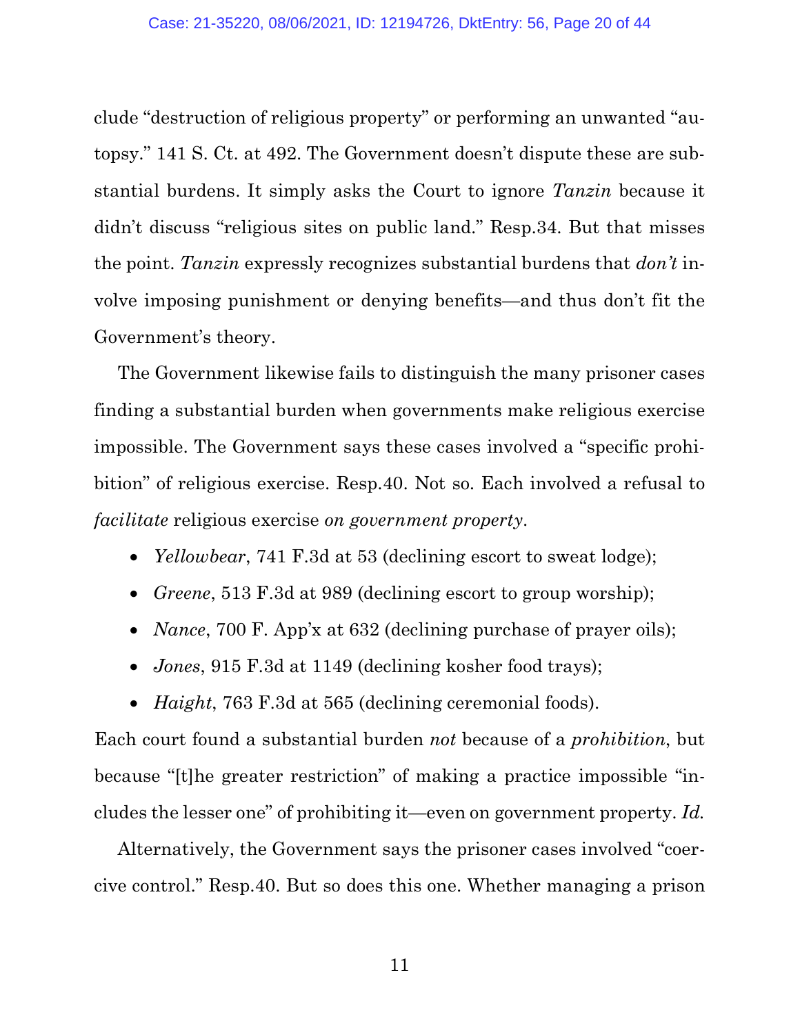clude "destruction of religious property" or performing an unwanted "autopsy." 141 S. Ct. at 492. The Government doesn't dispute these are substantial burdens. It simply asks the Court to ignore *Tanzin* because it didn't discuss "religious sites on public land." Resp.34. But that misses the point. *Tanzin* expressly recognizes substantial burdens that *don't* involve imposing punishment or denying benefits—and thus don't fit the Government's theory.

The Government likewise fails to distinguish the many prisoner cases finding a substantial burden when governments make religious exercise impossible. The Government says these cases involved a "specific prohibition" of religious exercise. Resp.40. Not so. Each involved a refusal to *facilitate* religious exercise *on government property*.

- *Yellowbear*, 741 F.3d at 53 (declining escort to sweat lodge);
- *Greene*, 513 F.3d at 989 (declining escort to group worship);
- *Nance*, 700 F. App'x at 632 (declining purchase of prayer oils);
- *Jones*, 915 F.3d at 1149 (declining kosher food trays);
- *Haight*, 763 F.3d at 565 (declining ceremonial foods).

Each court found a substantial burden *not* because of a *prohibition*, but because "[t]he greater restriction" of making a practice impossible "includes the lesser one" of prohibiting it—even on government property. *Id.*

Alternatively, the Government says the prisoner cases involved "coercive control." Resp.40. But so does this one. Whether managing a prison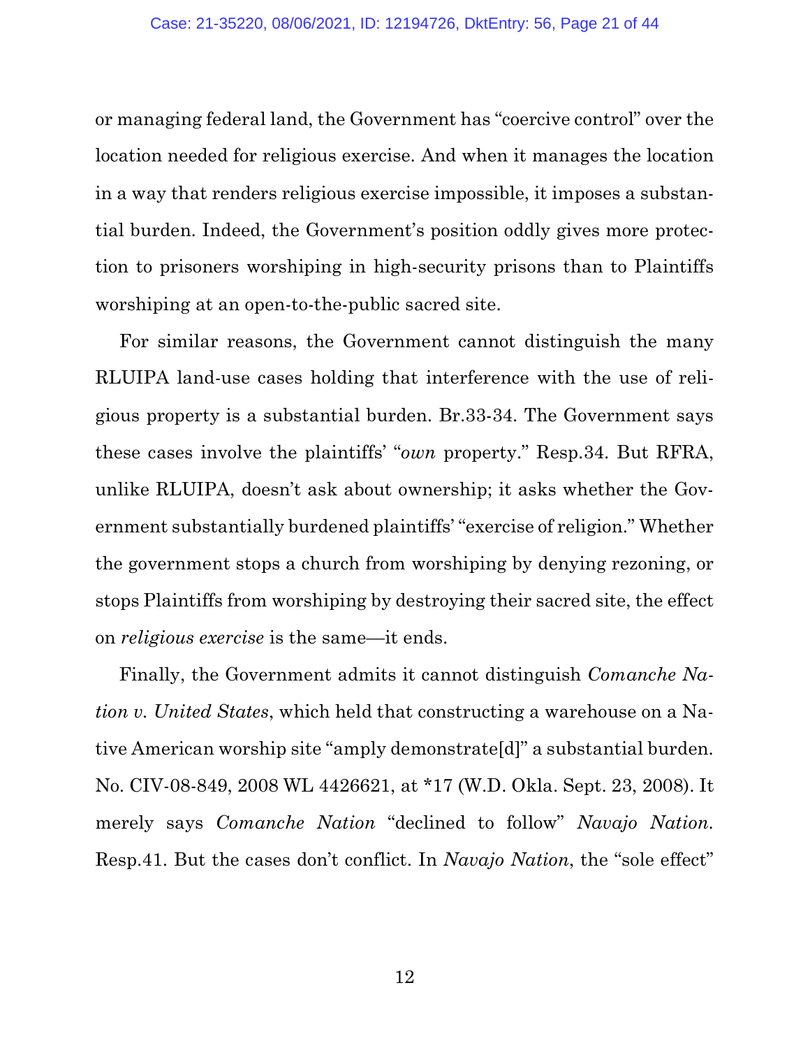or managing federal land, the Government has "coercive control" over the location needed for religious exercise. And when it manages the location in a way that renders religious exercise impossible, it imposes a substantial burden. Indeed, the Government's position oddly gives more protection to prisoners worshiping in high-security prisons than to Plaintiffs worshiping at an open-to-the-public sacred site.

For similar reasons, the Government cannot distinguish the many RLUIPA land-use cases holding that interference with the use of religious property is a substantial burden. Br.33-34. The Government says these cases involve the plaintiffs' "*own* property." Resp.34. But RFRA, unlike RLUIPA, doesn't ask about ownership; it asks whether the Government substantially burdened plaintiffs' "exercise of religion." Whether the government stops a church from worshiping by denying rezoning, or stops Plaintiffs from worshiping by destroying their sacred site, the effect on *religious exercise* is the same—it ends.

Finally, the Government admits it cannot distinguish *Comanche Nation v. United States*, which held that constructing a warehouse on a Native American worship site "amply demonstrate[d]" a substantial burden. No. CIV-08-849, 2008 WL 4426621, at *17 (W.D. Okla. Sept. 23, 2008). It merely says *Comanche Nation* "declined to follow" *Navajo Nation*. Resp.41. But the cases don't conflict. In *Navajo Nation*, the "sole effect"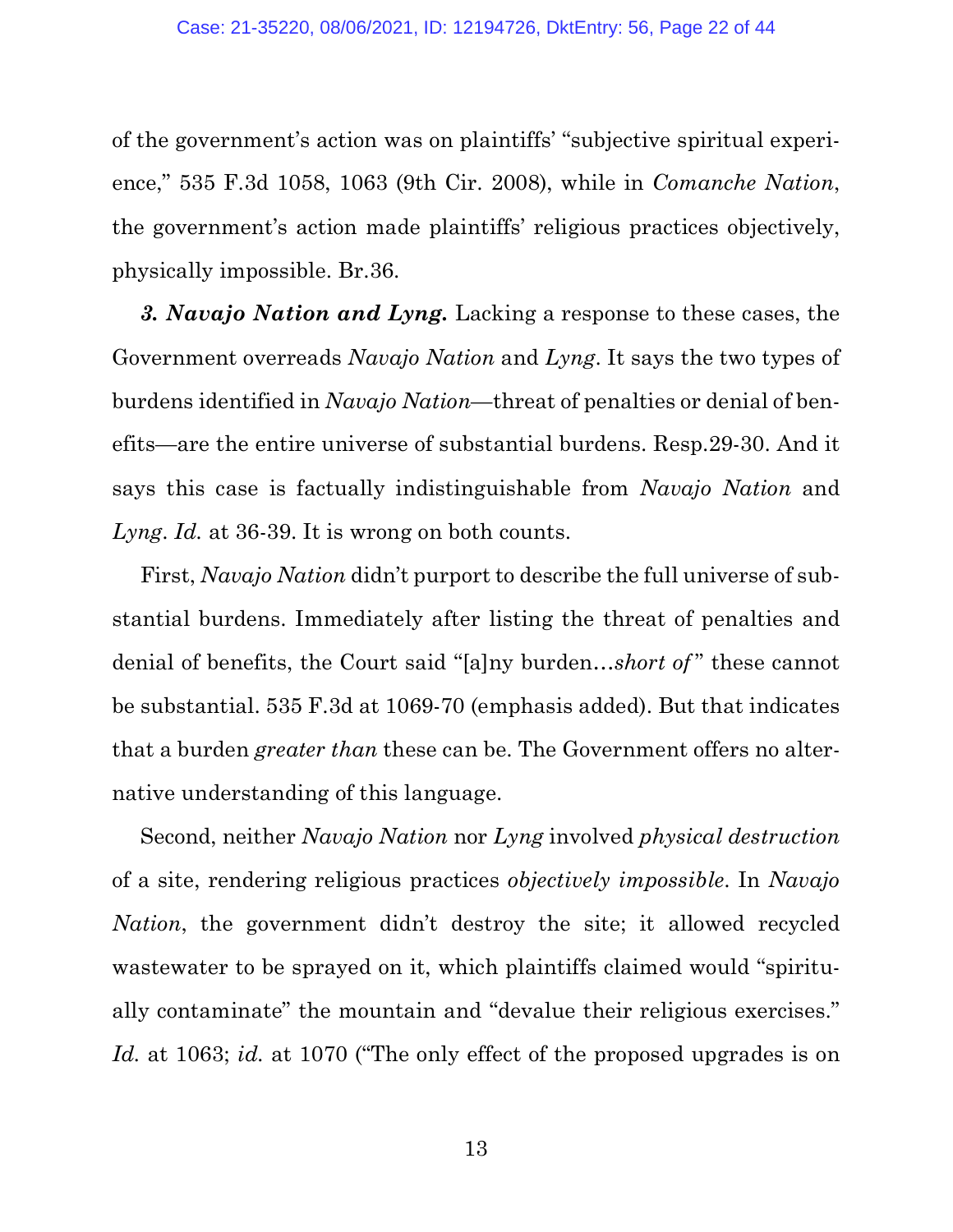of the government's action was on plaintiffs' "subjective spiritual experience," 535 F.3d 1058, 1063 (9th Cir. 2008), while in *Comanche Nation*, the government's action made plaintiffs' religious practices objectively, physically impossible. Br.36.

***3. Navajo Nation and Lyng.*** Lacking a response to these cases, the Government overreads *Navajo Nation* and *Lyng*. It says the two types of burdens identified in *Navajo Nation*—threat of penalties or denial of benefits—are the entire universe of substantial burdens. Resp.29-30. And it says this case is factually indistinguishable from *Navajo Nation* and *Lyng*. *Id.* at 36-39. It is wrong on both counts.

First, *Navajo Nation* didn't purport to describe the full universe of substantial burdens. Immediately after listing the threat of penalties and denial of benefits, the Court said "[a]ny burden…*short of*" these cannot be substantial. 535 F.3d at 1069-70 (emphasis added). But that indicates that a burden *greater than* these can be. The Government offers no alternative understanding of this language.

Second, neither *Navajo Nation* nor *Lyng* involved *physical destruction* of a site, rendering religious practices *objectively impossible*. In *Navajo Nation*, the government didn't destroy the site; it allowed recycled wastewater to be sprayed on it, which plaintiffs claimed would "spiritually contaminate" the mountain and "devalue their religious exercises." *Id.* at 1063; *id.* at 1070 ("The only effect of the proposed upgrades is on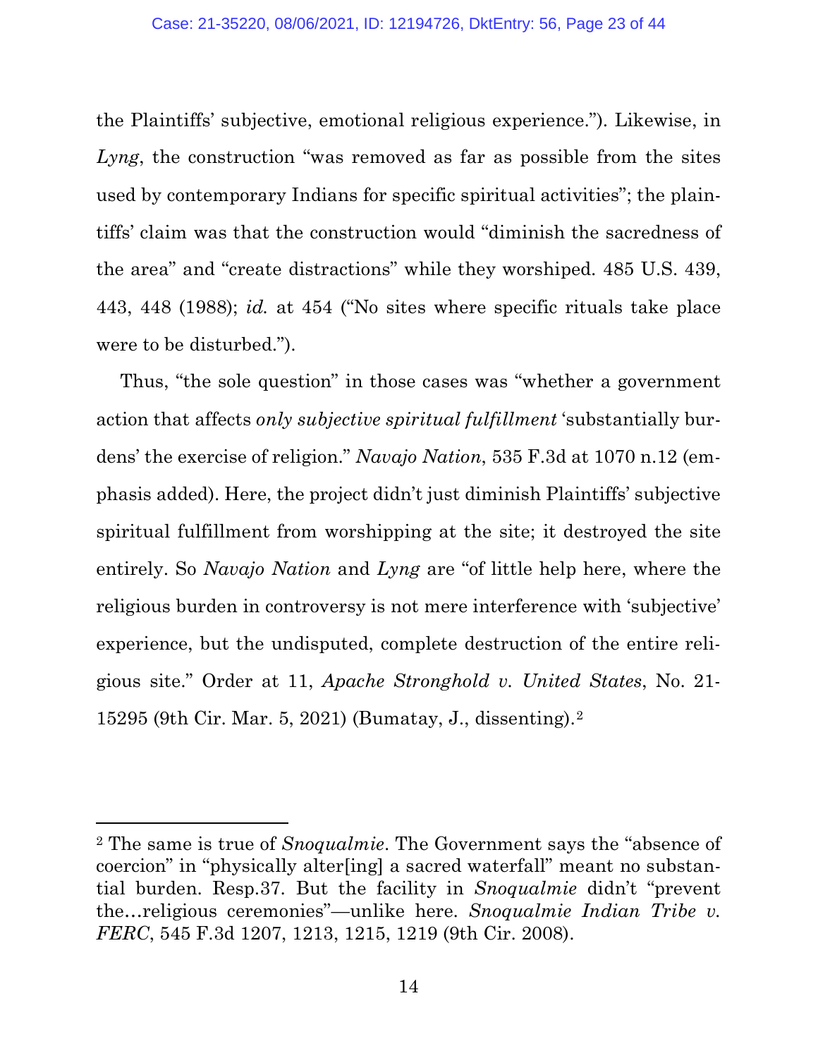the Plaintiffs' subjective, emotional religious experience."). Likewise, in *Lyng*, the construction "was removed as far as possible from the sites used by contemporary Indians for specific spiritual activities"; the plaintiffs' claim was that the construction would "diminish the sacredness of the area" and "create distractions" while they worshiped. 485 U.S. 439, 443, 448 (1988); *id.* at 454 ("No sites where specific rituals take place were to be disturbed.").

Thus, "the sole question" in those cases was "whether a government action that affects *only subjective spiritual fulfillment* 'substantially burdens' the exercise of religion." *Navajo Nation*, 535 F.3d at 1070 n.12 (emphasis added). Here, the project didn't just diminish Plaintiffs' subjective spiritual fulfillment from worshipping at the site; it destroyed the site entirely. So *Navajo Nation* and *Lyng* are "of little help here, where the religious burden in controversy is not mere interference with 'subjective' experience, but the undisputed, complete destruction of the entire religious site." Order at 11, *Apache Stronghold v. United States*, No. 21-15295 (9th Cir. Mar. 5, 2021) (Bumatay, J., dissenting).[2]

---

[2] The same is true of *Snoqualmie*. The Government says the "absence of coercion" in "physically alter[ing] a sacred waterfall" meant no substantial burden. Resp.37. But the facility in *Snoqualmie* didn't "prevent the…religious ceremonies"—unlike here. *Snoqualmie Indian Tribe v. FERC*, 545 F.3d 1207, 1213, 1215, 1219 (9th Cir. 2008).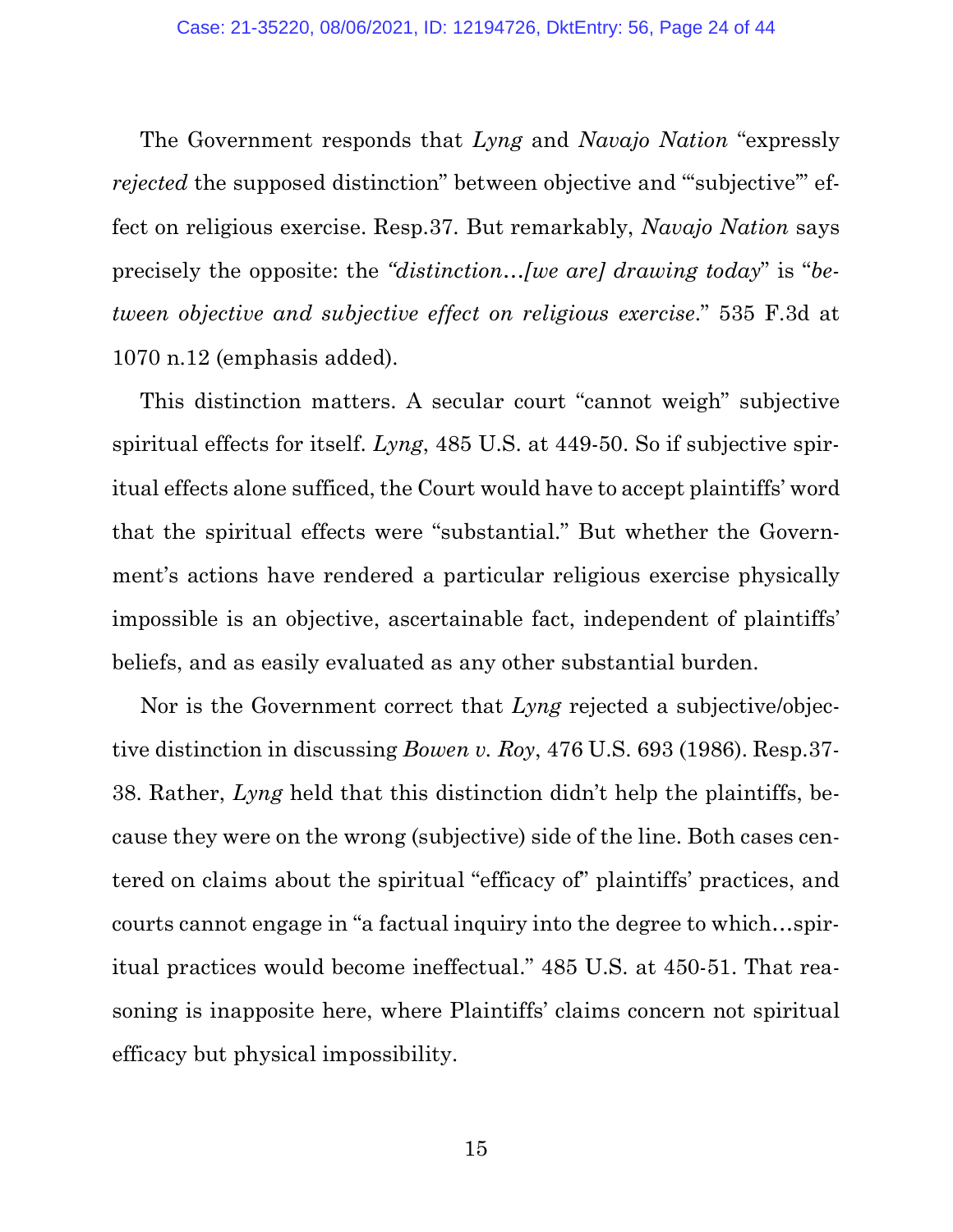The Government responds that *Lyng* and *Navajo Nation* "expressly *rejected* the supposed distinction" between objective and "'subjective'" effect on religious exercise. Resp.37. But remarkably, *Navajo Nation* says precisely the opposite: the *"distinction…[we are] drawing today*" is "*between objective and subjective effect on religious exercise*." 535 F.3d at 1070 n.12 (emphasis added).

This distinction matters. A secular court "cannot weigh" subjective spiritual effects for itself. *Lyng*, 485 U.S. at 449-50. So if subjective spiritual effects alone sufficed, the Court would have to accept plaintiffs' word that the spiritual effects were "substantial." But whether the Government's actions have rendered a particular religious exercise physically impossible is an objective, ascertainable fact, independent of plaintiffs' beliefs, and as easily evaluated as any other substantial burden.

Nor is the Government correct that *Lyng* rejected a subjective/objective distinction in discussing *Bowen v. Roy*, 476 U.S. 693 (1986). Resp.37-38. Rather, *Lyng* held that this distinction didn't help the plaintiffs, because they were on the wrong (subjective) side of the line. Both cases centered on claims about the spiritual "efficacy of" plaintiffs' practices, and courts cannot engage in "a factual inquiry into the degree to which…spiritual practices would become ineffectual." 485 U.S. at 450-51. That reasoning is inapposite here, where Plaintiffs' claims concern not spiritual efficacy but physical impossibility.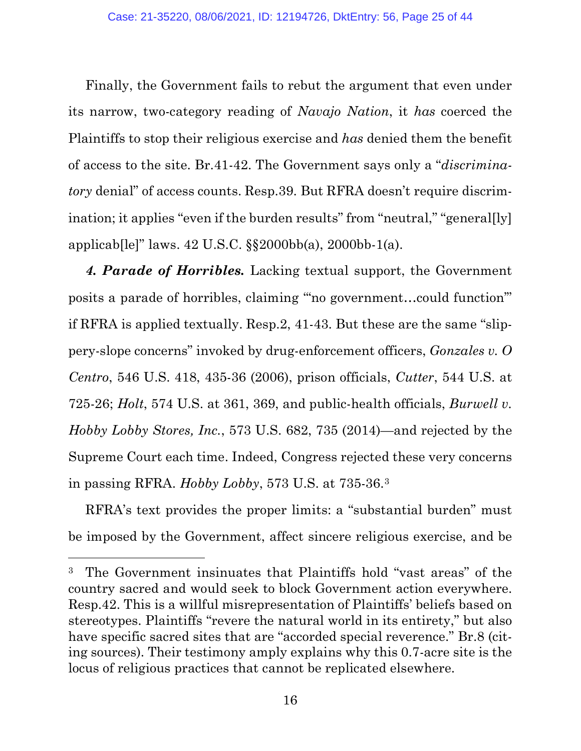Finally, the Government fails to rebut the argument that even under its narrow, two-category reading of *Navajo Nation*, it *has* coerced the Plaintiffs to stop their religious exercise and *has* denied them the benefit of access to the site. Br.41-42. The Government says only a "*discriminatory* denial" of access counts. Resp.39. But RFRA doesn't require discrimination; it applies "even if the burden results" from "neutral," "general[ly] applicab[le]" laws. 42 U.S.C. §§2000bb(a), 2000bb-1(a).

***4. Parade of Horribles.*** Lacking textual support, the Government posits a parade of horribles, claiming "'no government…could function'" if RFRA is applied textually. Resp.2, 41-43. But these are the same "slippery-slope concerns" invoked by drug-enforcement officers, *Gonzales v. O Centro*, 546 U.S. 418, 435-36 (2006), prison officials, *Cutter*, 544 U.S. at 725-26; *Holt*, 574 U.S. at 361, 369, and public-health officials, *Burwell v. Hobby Lobby Stores, Inc.*, 573 U.S. 682, 735 (2014)—and rejected by the Supreme Court each time. Indeed, Congress rejected these very concerns in passing RFRA. *Hobby Lobby*, 573 U.S. at 735-36.[3]

RFRA's text provides the proper limits: a "substantial burden" must be imposed by the Government, affect sincere religious exercise, and be

---

[3] The Government insinuates that Plaintiffs hold "vast areas" of the country sacred and would seek to block Government action everywhere. Resp.42. This is a willful misrepresentation of Plaintiffs' beliefs based on stereotypes. Plaintiffs "revere the natural world in its entirety," but also have specific sacred sites that are "accorded special reverence." Br.8 (citing sources). Their testimony amply explains why this 0.7-acre site is the locus of religious practices that cannot be replicated elsewhere.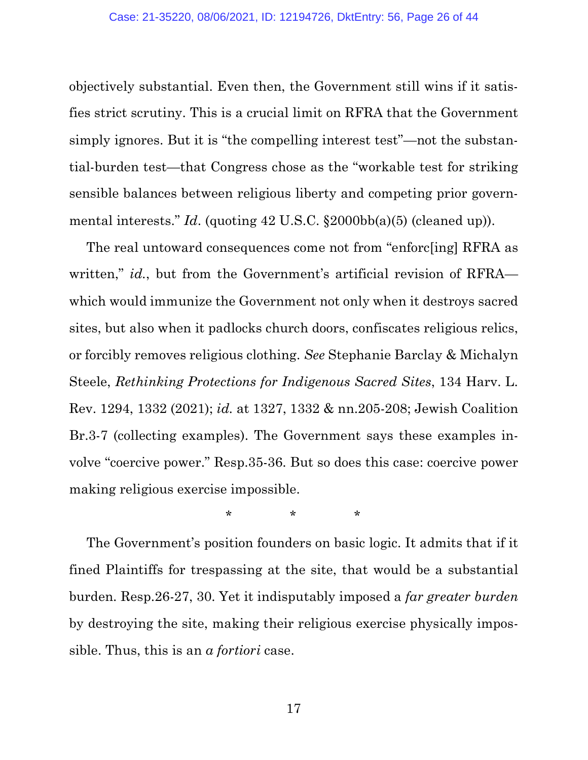objectively substantial. Even then, the Government still wins if it satisfies strict scrutiny. This is a crucial limit on RFRA that the Government simply ignores. But it is "the compelling interest test"—not the substantial-burden test—that Congress chose as the "workable test for striking sensible balances between religious liberty and competing prior governmental interests." *Id*. (quoting 42 U.S.C. §2000bb(a)(5) (cleaned up)).

The real untoward consequences come not from "enforc[ing] RFRA as written," *id.*, but from the Government's artificial revision of RFRA—which would immunize the Government not only when it destroys sacred sites, but also when it padlocks church doors, confiscates religious relics, or forcibly removes religious clothing. *See* Stephanie Barclay & Michalyn Steele, *Rethinking Protections for Indigenous Sacred Sites*, 134 Harv. L. Rev. 1294, 1332 (2021); *id.* at 1327, 1332 & nn.205-208; Jewish Coalition Br.3-7 (collecting examples). The Government says these examples involve "coercive power." Resp.35-36. But so does this case: coercive power making religious exercise impossible.

\* \* \*

The Government's position founders on basic logic. It admits that if it fined Plaintiffs for trespassing at the site, that would be a substantial burden. Resp.26-27, 30. Yet it indisputably imposed a *far greater burden* by destroying the site, making their religious exercise physically impossible. Thus, this is an *a fortiori* case.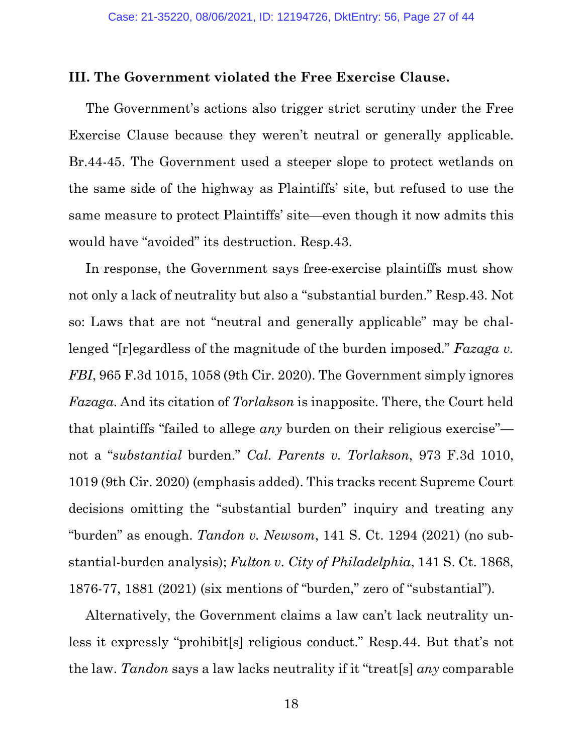### III. The Government violated the Free Exercise Clause.

The Government's actions also trigger strict scrutiny under the Free Exercise Clause because they weren't neutral or generally applicable. Br.44-45. The Government used a steeper slope to protect wetlands on the same side of the highway as Plaintiffs' site, but refused to use the same measure to protect Plaintiffs' site—even though it now admits this would have "avoided" its destruction. Resp.43.

In response, the Government says free-exercise plaintiffs must show not only a lack of neutrality but also a "substantial burden." Resp.43. Not so: Laws that are not "neutral and generally applicable" may be challenged "[r]egardless of the magnitude of the burden imposed." *Fazaga v. FBI*, 965 F.3d 1015, 1058 (9th Cir. 2020). The Government simply ignores *Fazaga*. And its citation of *Torlakson* is inapposite. There, the Court held that plaintiffs "failed to allege *any* burden on their religious exercise"—not a "*substantial* burden." *Cal. Parents v. Torlakson*, 973 F.3d 1010, 1019 (9th Cir. 2020) (emphasis added). This tracks recent Supreme Court decisions omitting the "substantial burden" inquiry and treating any "burden" as enough. *Tandon v. Newsom*, 141 S. Ct. 1294 (2021) (no substantial-burden analysis); *Fulton v. City of Philadelphia*, 141 S. Ct. 1868, 1876-77, 1881 (2021) (six mentions of "burden," zero of "substantial").

Alternatively, the Government claims a law can't lack neutrality unless it expressly "prohibit[s] religious conduct." Resp.44. But that's not the law. *Tandon* says a law lacks neutrality if it "treat[s] *any* comparable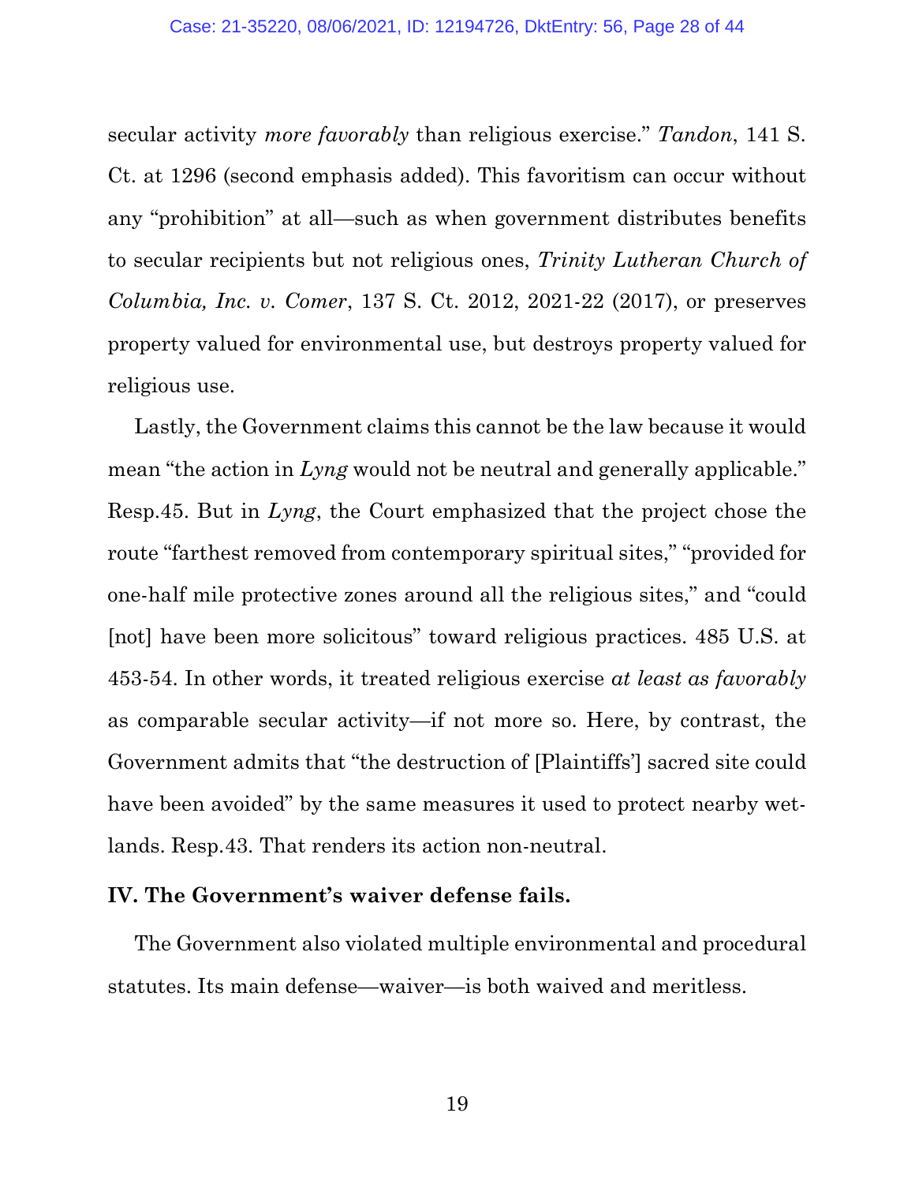secular activity *more favorably* than religious exercise." *Tandon*, 141 S. Ct. at 1296 (second emphasis added). This favoritism can occur without any "prohibition" at all—such as when government distributes benefits to secular recipients but not religious ones, *Trinity Lutheran Church of Columbia, Inc. v. Comer*, 137 S. Ct. 2012, 2021-22 (2017), or preserves property valued for environmental use, but destroys property valued for religious use.

Lastly, the Government claims this cannot be the law because it would mean "the action in *Lyng* would not be neutral and generally applicable." Resp.45. But in *Lyng*, the Court emphasized that the project chose the route "farthest removed from contemporary spiritual sites," "provided for one-half mile protective zones around all the religious sites," and "could [not] have been more solicitous" toward religious practices. 485 U.S. at 453-54. In other words, it treated religious exercise *at least as favorably* as comparable secular activity—if not more so. Here, by contrast, the Government admits that "the destruction of [Plaintiffs'] sacred site could have been avoided" by the same measures it used to protect nearby wetlands. Resp.43. That renders its action non-neutral.

## IV. The Government's waiver defense fails.

The Government also violated multiple environmental and procedural statutes. Its main defense—waiver—is both waived and meritless.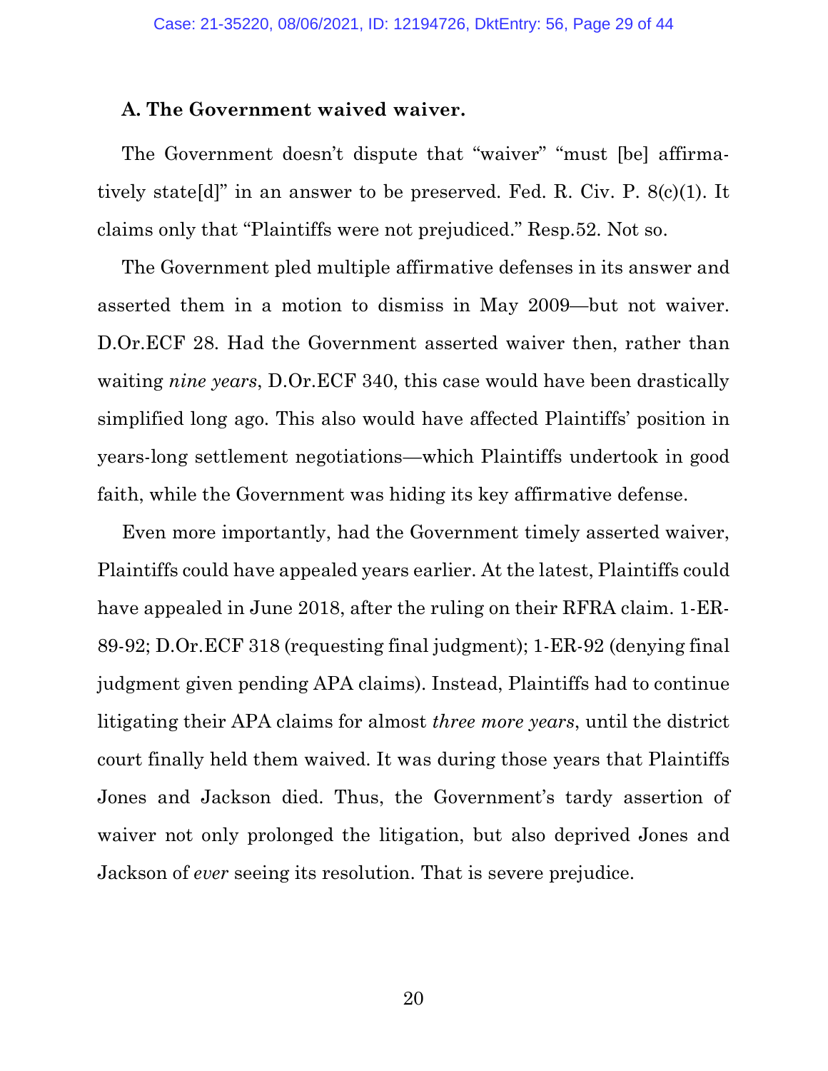### A. The Government waived waiver.

The Government doesn't dispute that "waiver" "must [be] affirmatively state[d]" in an answer to be preserved. Fed. R. Civ. P. 8(c)(1). It claims only that "Plaintiffs were not prejudiced." Resp.52. Not so.

The Government pled multiple affirmative defenses in its answer and asserted them in a motion to dismiss in May 2009—but not waiver. D.Or.ECF 28. Had the Government asserted waiver then, rather than waiting *nine years*, D.Or.ECF 340, this case would have been drastically simplified long ago. This also would have affected Plaintiffs' position in years-long settlement negotiations—which Plaintiffs undertook in good faith, while the Government was hiding its key affirmative defense.

Even more importantly, had the Government timely asserted waiver, Plaintiffs could have appealed years earlier. At the latest, Plaintiffs could have appealed in June 2018, after the ruling on their RFRA claim. 1-ER-89-92; D.Or.ECF 318 (requesting final judgment); 1-ER-92 (denying final judgment given pending APA claims). Instead, Plaintiffs had to continue litigating their APA claims for almost *three more years*, until the district court finally held them waived. It was during those years that Plaintiffs Jones and Jackson died. Thus, the Government's tardy assertion of waiver not only prolonged the litigation, but also deprived Jones and Jackson of *ever* seeing its resolution. That is severe prejudice.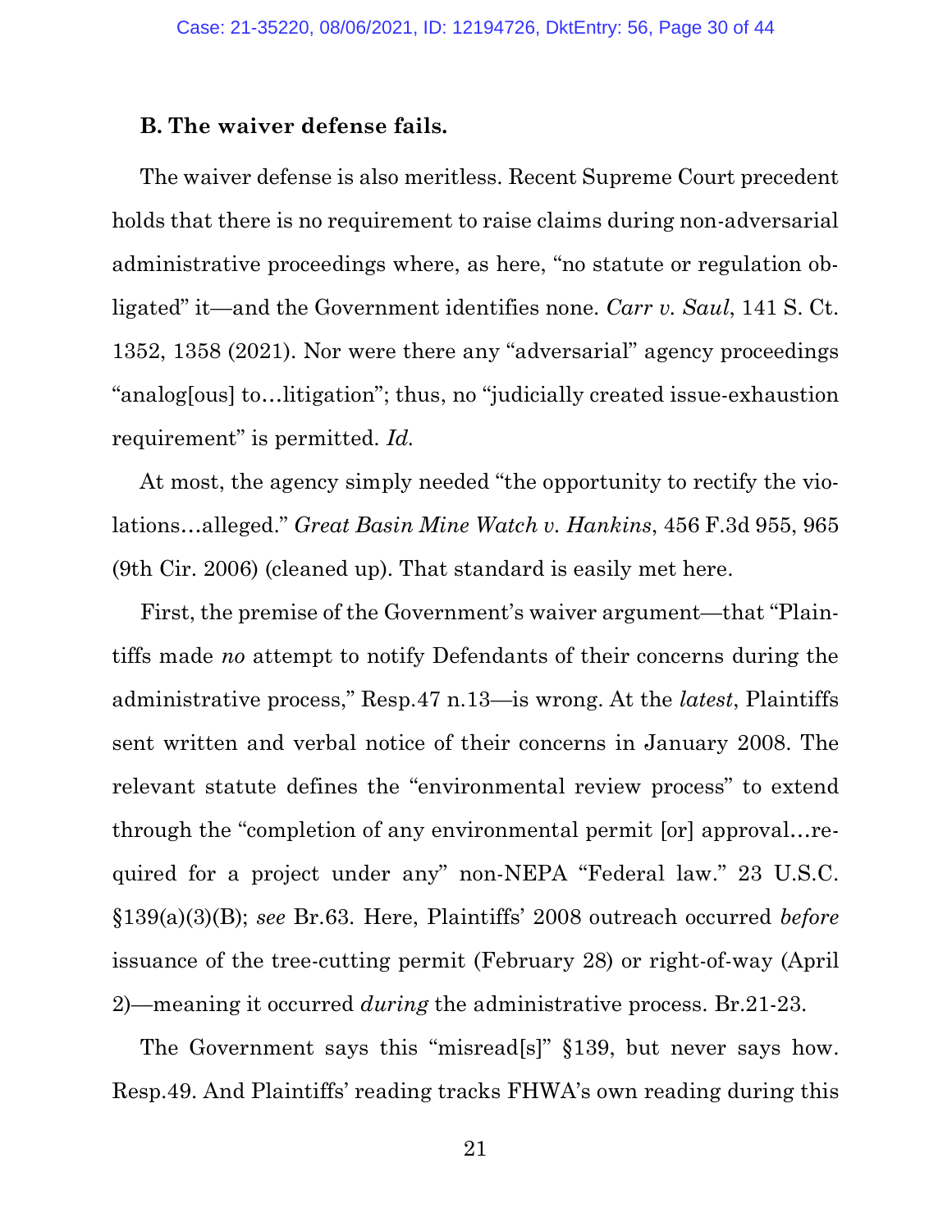### B. The waiver defense fails.

The waiver defense is also meritless. Recent Supreme Court precedent holds that there is no requirement to raise claims during non-adversarial administrative proceedings where, as here, "no statute or regulation obligated" it—and the Government identifies none. *Carr v. Saul*, 141 S. Ct. 1352, 1358 (2021). Nor were there any "adversarial" agency proceedings "analog[ous] to…litigation"; thus, no "judicially created issue-exhaustion requirement" is permitted. *Id.*

At most, the agency simply needed "the opportunity to rectify the violations…alleged." *Great Basin Mine Watch v. Hankins*, 456 F.3d 955, 965 (9th Cir. 2006) (cleaned up). That standard is easily met here.

First, the premise of the Government's waiver argument—that "Plaintiffs made *no* attempt to notify Defendants of their concerns during the administrative process," Resp.47 n.13—is wrong. At the *latest*, Plaintiffs sent written and verbal notice of their concerns in January 2008. The relevant statute defines the "environmental review process" to extend through the "completion of any environmental permit [or] approval…required for a project under any" non-NEPA "Federal law." 23 U.S.C. §139(a)(3)(B); *see* Br.63. Here, Plaintiffs' 2008 outreach occurred *before* issuance of the tree-cutting permit (February 28) or right-of-way (April 2)—meaning it occurred *during* the administrative process. Br.21-23.

The Government says this "misread[s]" §139, but never says how. Resp.49. And Plaintiffs' reading tracks FHWA's own reading during this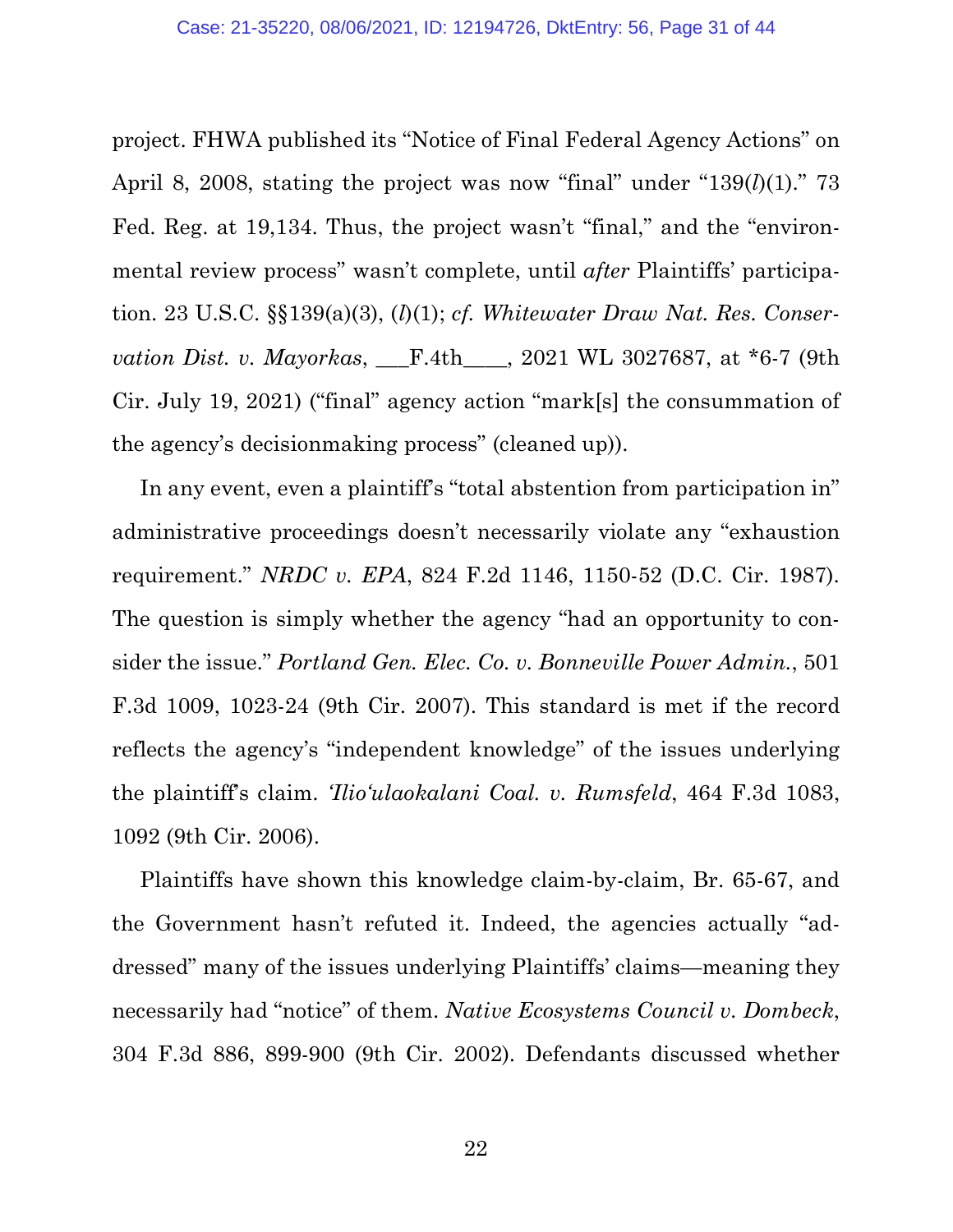project. FHWA published its "Notice of Final Federal Agency Actions" on April 8, 2008, stating the project was now "final" under "139(*l*)(1)." 73 Fed. Reg. at 19,134. Thus, the project wasn't "final," and the "environmental review process" wasn't complete, until *after* Plaintiffs' participation. 23 U.S.C. §§139(a)(3), (*l*)(1); *cf. Whitewater Draw Nat. Res. Conservation Dist. v. Mayorkas*, ___F.4th____, 2021 WL 3027687, at *6-7 (9th Cir. July 19, 2021) ("final" agency action "mark[s] the consummation of the agency's decisionmaking process" (cleaned up)).

In any event, even a plaintiff's "total abstention from participation in" administrative proceedings doesn't necessarily violate any "exhaustion requirement." *NRDC v. EPA*, 824 F.2d 1146, 1150-52 (D.C. Cir. 1987). The question is simply whether the agency "had an opportunity to consider the issue." *Portland Gen. Elec. Co. v. Bonneville Power Admin.*, 501 F.3d 1009, 1023-24 (9th Cir. 2007). This standard is met if the record reflects the agency's "independent knowledge" of the issues underlying the plaintiff's claim. *'Ilio'ulaokalani Coal. v. Rumsfeld*, 464 F.3d 1083, 1092 (9th Cir. 2006).

Plaintiffs have shown this knowledge claim-by-claim, Br. 65-67, and the Government hasn't refuted it. Indeed, the agencies actually "addressed" many of the issues underlying Plaintiffs' claims—meaning they necessarily had "notice" of them. *Native Ecosystems Council v. Dombeck*, 304 F.3d 886, 899-900 (9th Cir. 2002). Defendants discussed whether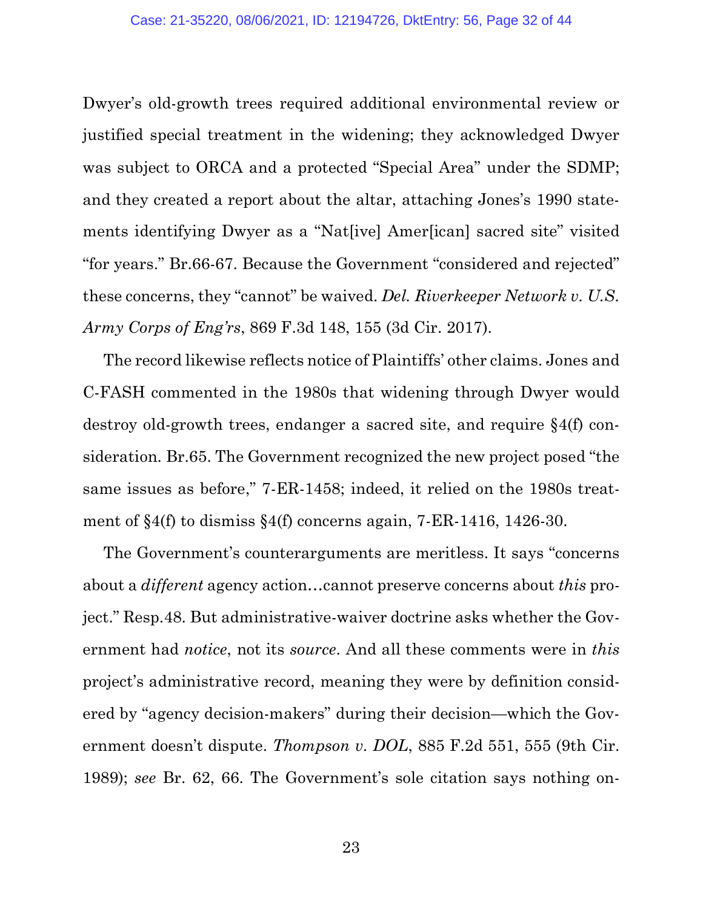Dwyer's old-growth trees required additional environmental review or justified special treatment in the widening; they acknowledged Dwyer was subject to ORCA and a protected "Special Area" under the SDMP; and they created a report about the altar, attaching Jones's 1990 statements identifying Dwyer as a "Nat[ive] Amer[ican] sacred site" visited "for years." Br.66-67. Because the Government "considered and rejected" these concerns, they "cannot" be waived. *Del. Riverkeeper Network v. U.S. Army Corps of Eng'rs*, 869 F.3d 148, 155 (3d Cir. 2017).

The record likewise reflects notice of Plaintiffs' other claims. Jones and C-FASH commented in the 1980s that widening through Dwyer would destroy old-growth trees, endanger a sacred site, and require §4(f) consideration. Br.65. The Government recognized the new project posed "the same issues as before," 7-ER-1458; indeed, it relied on the 1980s treatment of §4(f) to dismiss §4(f) concerns again, 7-ER-1416, 1426-30.

The Government's counterarguments are meritless. It says "concerns about a *different* agency action…cannot preserve concerns about *this* project." Resp.48. But administrative-waiver doctrine asks whether the Government had *notice*, not its *source*. And all these comments were in *this* project's administrative record, meaning they were by definition considered by "agency decision-makers" during their decision—which the Government doesn't dispute. *Thompson v. DOL*, 885 F.2d 551, 555 (9th Cir. 1989); *see* Br. 62, 66. The Government's sole citation says nothing on-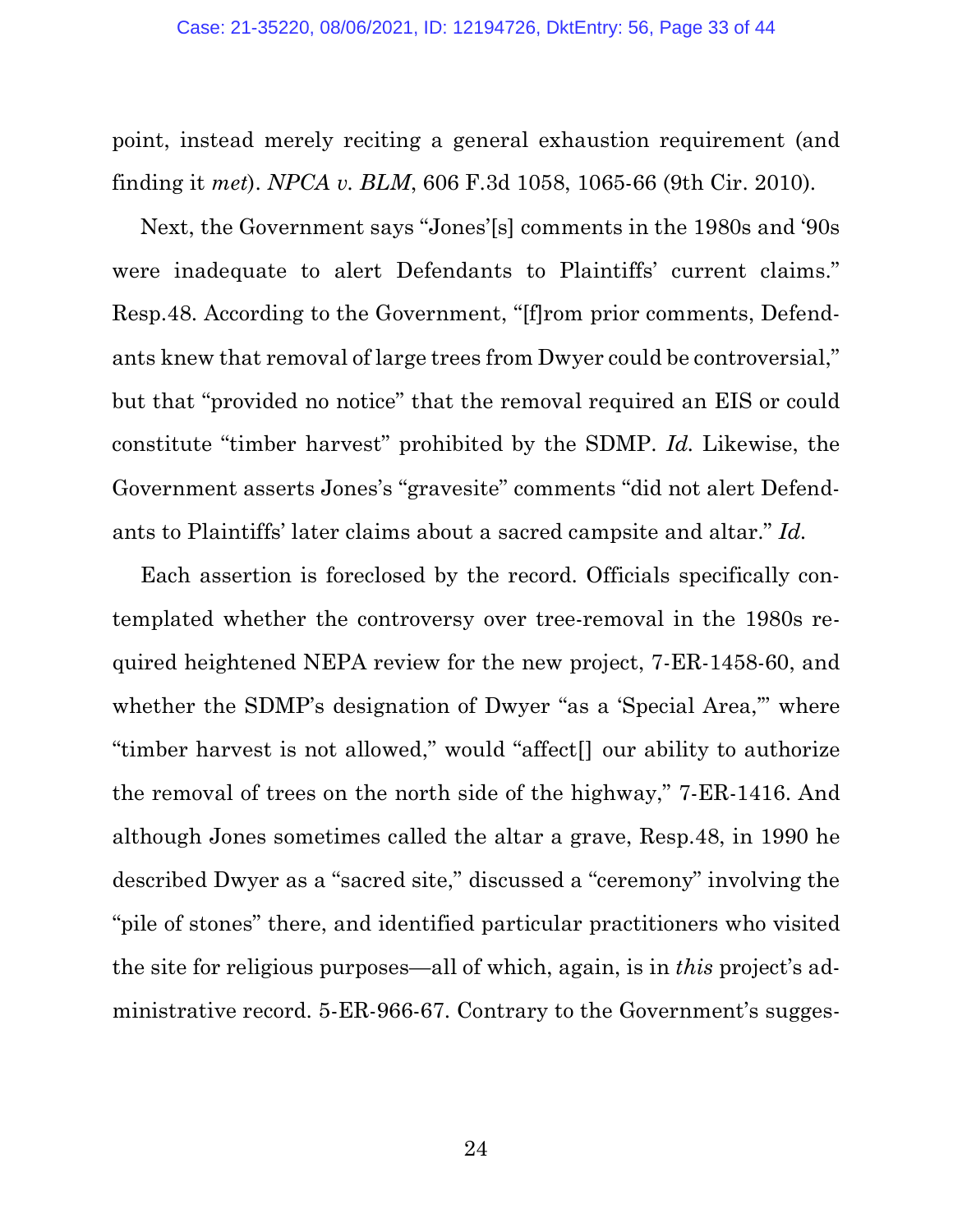point, instead merely reciting a general exhaustion requirement (and finding it *met*). *NPCA v. BLM*, 606 F.3d 1058, 1065-66 (9th Cir. 2010).

Next, the Government says "Jones'[s] comments in the 1980s and '90s were inadequate to alert Defendants to Plaintiffs' current claims." Resp.48. According to the Government, "[f]rom prior comments, Defendants knew that removal of large trees from Dwyer could be controversial," but that "provided no notice" that the removal required an EIS or could constitute "timber harvest" prohibited by the SDMP. *Id.* Likewise, the Government asserts Jones's "gravesite" comments "did not alert Defendants to Plaintiffs' later claims about a sacred campsite and altar." *Id.*

Each assertion is foreclosed by the record. Officials specifically contemplated whether the controversy over tree-removal in the 1980s required heightened NEPA review for the new project, 7-ER-1458-60, and whether the SDMP's designation of Dwyer "as a 'Special Area,'" where "timber harvest is not allowed," would "affect[] our ability to authorize the removal of trees on the north side of the highway," 7-ER-1416. And although Jones sometimes called the altar a grave, Resp.48, in 1990 he described Dwyer as a "sacred site," discussed a "ceremony" involving the "pile of stones" there, and identified particular practitioners who visited the site for religious purposes—all of which, again, is in *this* project's administrative record. 5-ER-966-67. Contrary to the Government's sugges-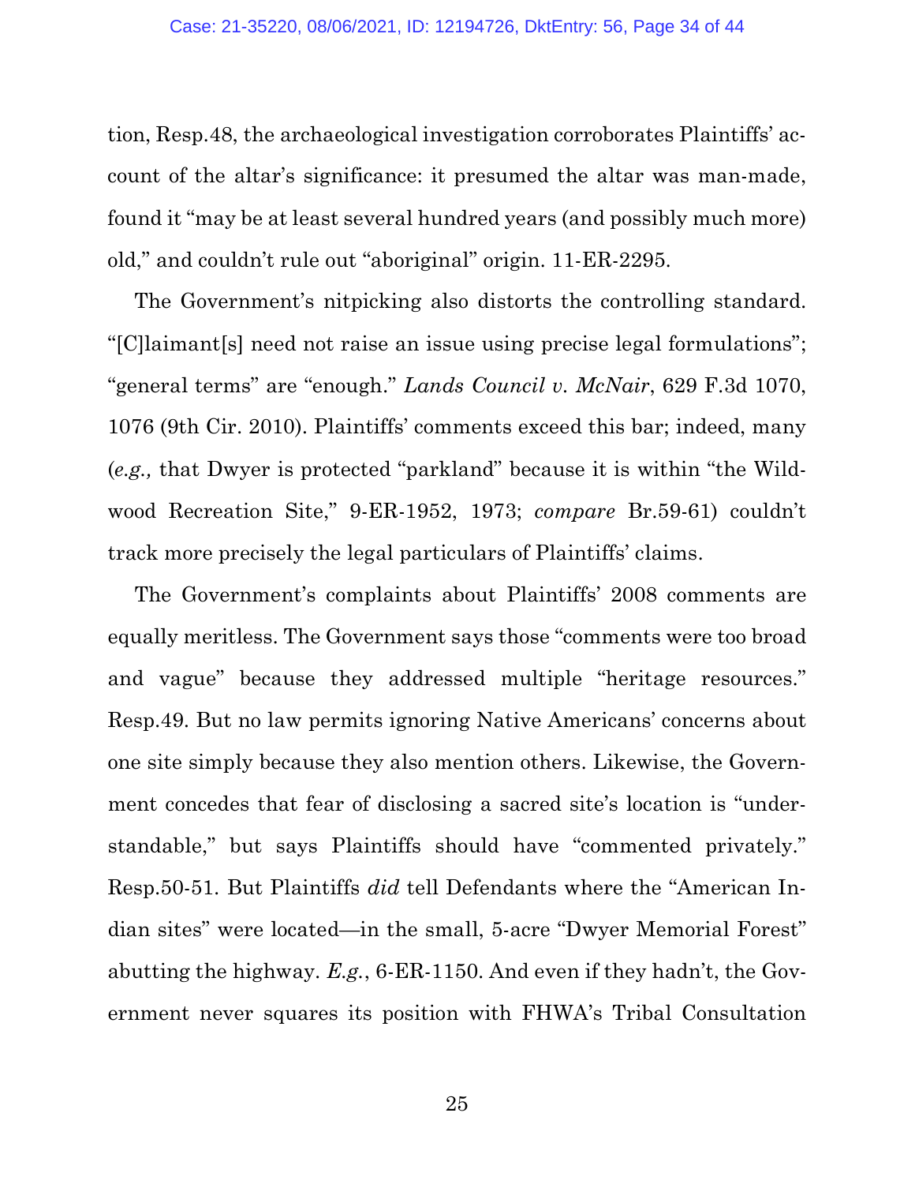tion, Resp.48, the archaeological investigation corroborates Plaintiffs' account of the altar's significance: it presumed the altar was man-made, found it "may be at least several hundred years (and possibly much more) old," and couldn't rule out "aboriginal" origin. 11-ER-2295.

The Government's nitpicking also distorts the controlling standard. "[C]laimant[s] need not raise an issue using precise legal formulations"; "general terms" are "enough." *Lands Council v. McNair*, 629 F.3d 1070, 1076 (9th Cir. 2010). Plaintiffs' comments exceed this bar; indeed, many (*e.g.,* that Dwyer is protected "parkland" because it is within "the Wildwood Recreation Site," 9-ER-1952, 1973; *compare* Br.59-61) couldn't track more precisely the legal particulars of Plaintiffs' claims.

The Government's complaints about Plaintiffs' 2008 comments are equally meritless. The Government says those "comments were too broad and vague" because they addressed multiple "heritage resources." Resp.49. But no law permits ignoring Native Americans' concerns about one site simply because they also mention others. Likewise, the Government concedes that fear of disclosing a sacred site's location is "understandable," but says Plaintiffs should have "commented privately." Resp.50-51. But Plaintiffs *did* tell Defendants where the "American Indian sites" were located—in the small, 5-acre "Dwyer Memorial Forest" abutting the highway. *E.g.*, 6-ER-1150. And even if they hadn't, the Government never squares its position with FHWA's Tribal Consultation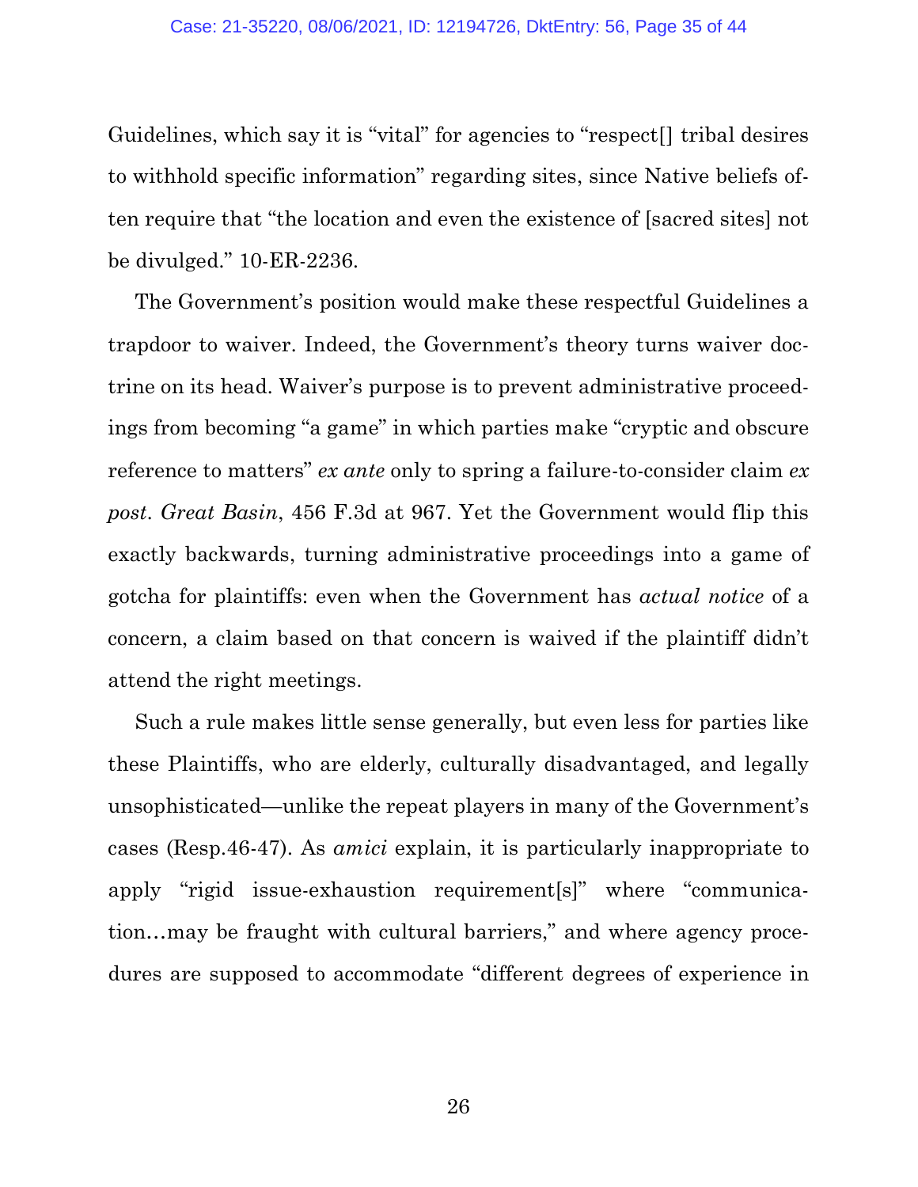Guidelines, which say it is "vital" for agencies to "respect[] tribal desires to withhold specific information" regarding sites, since Native beliefs often require that "the location and even the existence of [sacred sites] not be divulged." 10-ER-2236.

The Government's position would make these respectful Guidelines a trapdoor to waiver. Indeed, the Government's theory turns waiver doctrine on its head. Waiver's purpose is to prevent administrative proceedings from becoming "a game" in which parties make "cryptic and obscure reference to matters" *ex ante* only to spring a failure-to-consider claim *ex post*. *Great Basin*, 456 F.3d at 967. Yet the Government would flip this exactly backwards, turning administrative proceedings into a game of gotcha for plaintiffs: even when the Government has *actual notice* of a concern, a claim based on that concern is waived if the plaintiff didn't attend the right meetings.

Such a rule makes little sense generally, but even less for parties like these Plaintiffs, who are elderly, culturally disadvantaged, and legally unsophisticated—unlike the repeat players in many of the Government's cases (Resp.46-47). As *amici* explain, it is particularly inappropriate to apply "rigid issue-exhaustion requirement[s]" where "communication…may be fraught with cultural barriers," and where agency procedures are supposed to accommodate "different degrees of experience in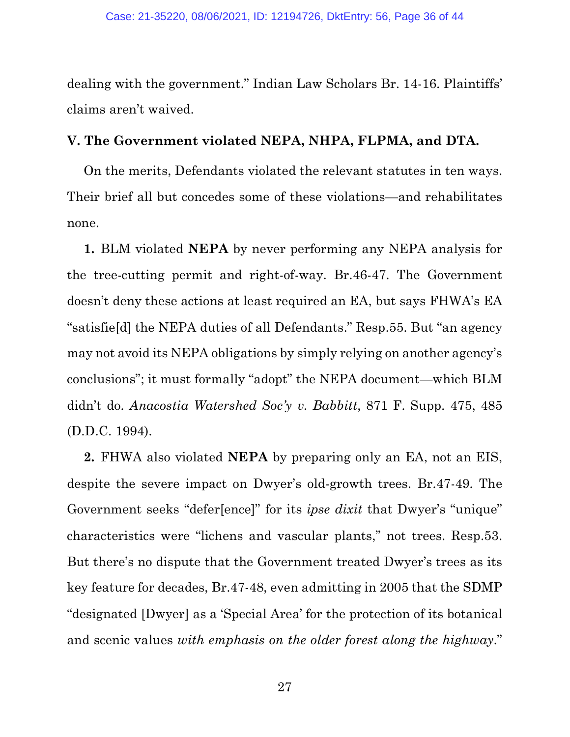dealing with the government." Indian Law Scholars Br. 14-16. Plaintiffs' claims aren't waived.

### V. The Government violated NEPA, NHPA, FLPMA, and DTA.

On the merits, Defendants violated the relevant statutes in ten ways. Their brief all but concedes some of these violations—and rehabilitates none.

**1.** BLM violated **NEPA** by never performing any NEPA analysis for the tree-cutting permit and right-of-way. Br.46-47. The Government doesn't deny these actions at least required an EA, but says FHWA's EA "satisfie[d] the NEPA duties of all Defendants." Resp.55. But "an agency may not avoid its NEPA obligations by simply relying on another agency's conclusions"; it must formally "adopt" the NEPA document—which BLM didn't do. *Anacostia Watershed Soc'y v. Babbitt*, 871 F. Supp. 475, 485 (D.D.C. 1994).

**2.** FHWA also violated **NEPA** by preparing only an EA, not an EIS, despite the severe impact on Dwyer's old-growth trees. Br.47-49. The Government seeks "defer[ence]" for its *ipse dixit* that Dwyer's "unique" characteristics were "lichens and vascular plants," not trees. Resp.53. But there's no dispute that the Government treated Dwyer's trees as its key feature for decades, Br.47-48, even admitting in 2005 that the SDMP "designated [Dwyer] as a 'Special Area' for the protection of its botanical and scenic values *with emphasis on the older forest along the highway*."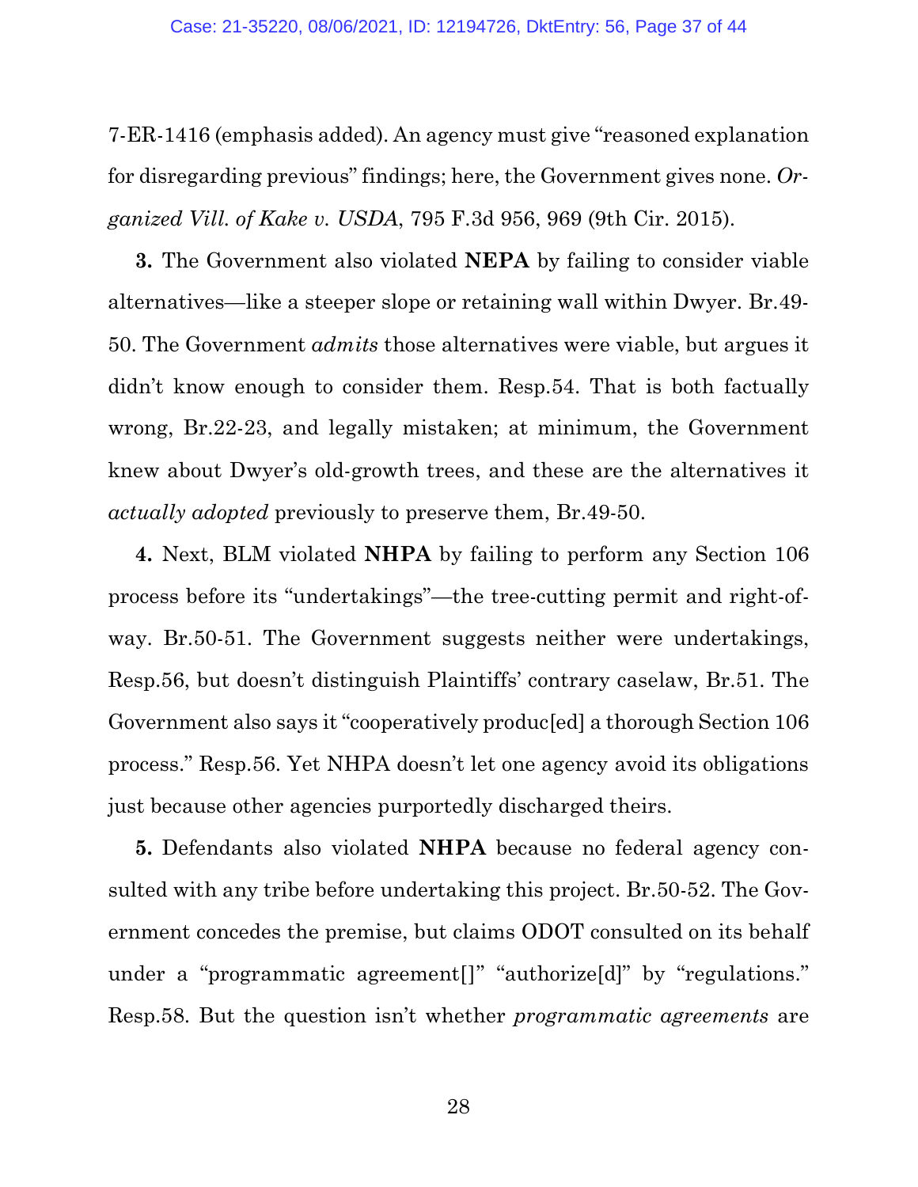7-ER-1416 (emphasis added). An agency must give "reasoned explanation for disregarding previous" findings; here, the Government gives none. *Organized Vill. of Kake v. USDA*, 795 F.3d 956, 969 (9th Cir. 2015).

**3.** The Government also violated **NEPA** by failing to consider viable alternatives—like a steeper slope or retaining wall within Dwyer. Br.49-50. The Government *admits* those alternatives were viable, but argues it didn't know enough to consider them. Resp.54. That is both factually wrong, Br.22-23, and legally mistaken; at minimum, the Government knew about Dwyer's old-growth trees, and these are the alternatives it *actually adopted* previously to preserve them, Br.49-50.

**4.** Next, BLM violated **NHPA** by failing to perform any Section 106 process before its "undertakings"—the tree-cutting permit and right-of-way. Br.50-51. The Government suggests neither were undertakings, Resp.56, but doesn't distinguish Plaintiffs' contrary caselaw, Br.51. The Government also says it "cooperatively produc[ed] a thorough Section 106 process." Resp.56. Yet NHPA doesn't let one agency avoid its obligations just because other agencies purportedly discharged theirs.

**5.** Defendants also violated **NHPA** because no federal agency consulted with any tribe before undertaking this project. Br.50-52. The Government concedes the premise, but claims ODOT consulted on its behalf under a "programmatic agreement[]" "authorize[d]" by "regulations." Resp.58. But the question isn't whether *programmatic agreements* are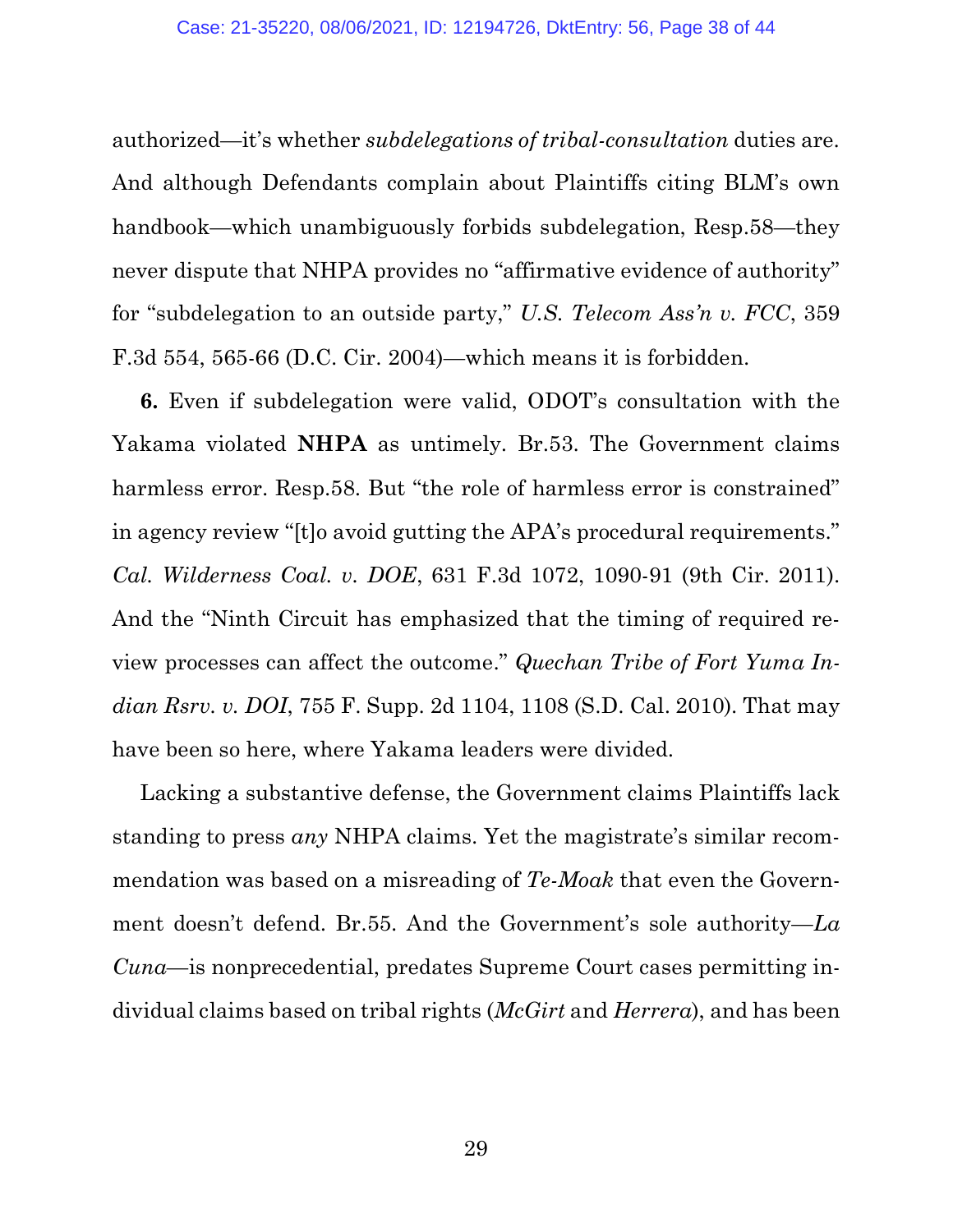authorized—it's whether *subdelegations of tribal-consultation* duties are. And although Defendants complain about Plaintiffs citing BLM's own handbook—which unambiguously forbids subdelegation, Resp.58—they never dispute that NHPA provides no "affirmative evidence of authority" for "subdelegation to an outside party," *U.S. Telecom Ass'n v. FCC*, 359 F.3d 554, 565-66 (D.C. Cir. 2004)—which means it is forbidden.

**6.** Even if subdelegation were valid, ODOT's consultation with the Yakama violated **NHPA** as untimely. Br.53. The Government claims harmless error. Resp.58. But "the role of harmless error is constrained" in agency review "[t]o avoid gutting the APA's procedural requirements." *Cal. Wilderness Coal. v. DOE*, 631 F.3d 1072, 1090-91 (9th Cir. 2011). And the "Ninth Circuit has emphasized that the timing of required review processes can affect the outcome." *Quechan Tribe of Fort Yuma Indian Rsrv. v. DOI*, 755 F. Supp. 2d 1104, 1108 (S.D. Cal. 2010). That may have been so here, where Yakama leaders were divided.

Lacking a substantive defense, the Government claims Plaintiffs lack standing to press *any* NHPA claims. Yet the magistrate's similar recommendation was based on a misreading of *Te-Moak* that even the Government doesn't defend. Br.55. And the Government's sole authority—*La Cuna*—is nonprecedential, predates Supreme Court cases permitting individual claims based on tribal rights (*McGirt* and *Herrera*), and has been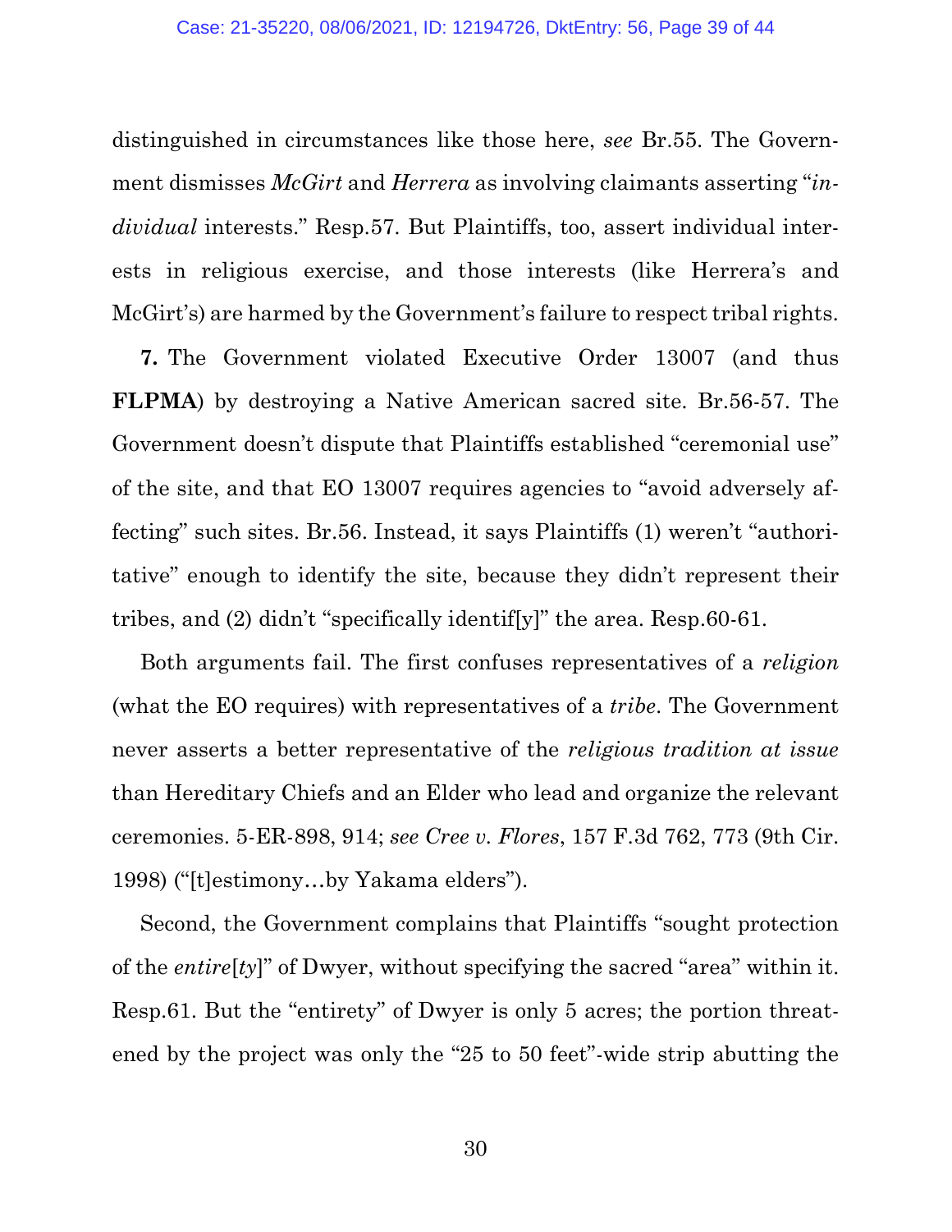distinguished in circumstances like those here, *see* Br.55. The Government dismisses *McGirt* and *Herrera* as involving claimants asserting "*individual* interests." Resp.57. But Plaintiffs, too, assert individual interests in religious exercise, and those interests (like Herrera's and McGirt's) are harmed by the Government's failure to respect tribal rights.

**7.** The Government violated Executive Order 13007 (and thus **FLPMA**) by destroying a Native American sacred site. Br.56-57. The Government doesn't dispute that Plaintiffs established "ceremonial use" of the site, and that EO 13007 requires agencies to "avoid adversely affecting" such sites. Br.56. Instead, it says Plaintiffs (1) weren't "authoritative" enough to identify the site, because they didn't represent their tribes, and (2) didn't "specifically identif[y]" the area. Resp.60-61.

Both arguments fail. The first confuses representatives of a *religion* (what the EO requires) with representatives of a *tribe*. The Government never asserts a better representative of the *religious tradition at issue* than Hereditary Chiefs and an Elder who lead and organize the relevant ceremonies. 5-ER-898, 914; *see Cree v. Flores*, 157 F.3d 762, 773 (9th Cir. 1998) ("[t]estimony…by Yakama elders").

Second, the Government complains that Plaintiffs "sought protection of the *entire*[*ty*]" of Dwyer, without specifying the sacred "area" within it. Resp.61. But the "entirety" of Dwyer is only 5 acres; the portion threatened by the project was only the "25 to 50 feet"-wide strip abutting the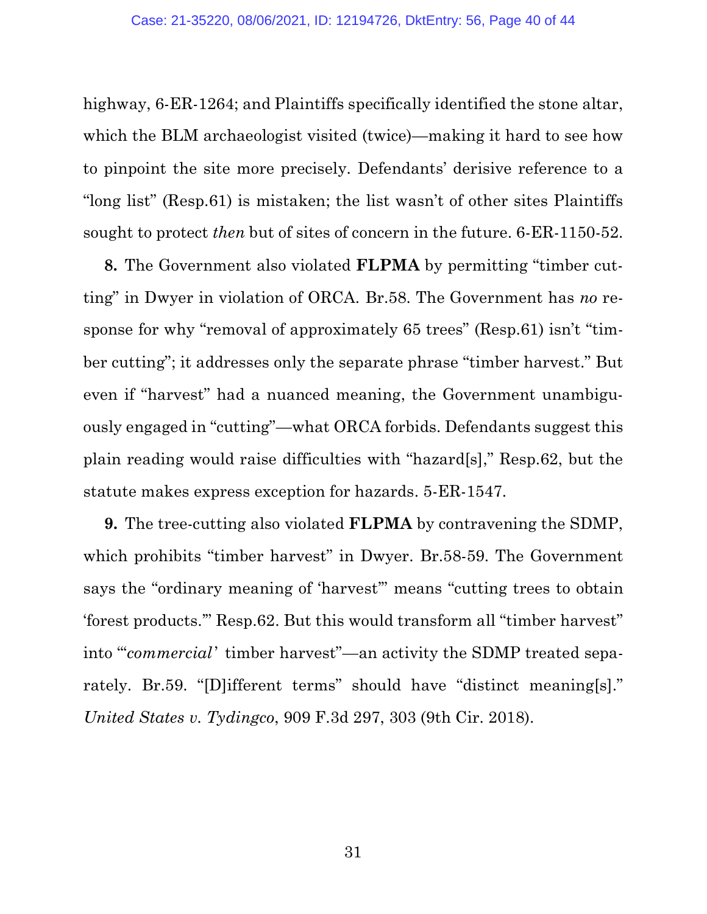highway, 6-ER-1264; and Plaintiffs specifically identified the stone altar, which the BLM archaeologist visited (twice)—making it hard to see how to pinpoint the site more precisely. Defendants' derisive reference to a "long list" (Resp.61) is mistaken; the list wasn't of other sites Plaintiffs sought to protect *then* but of sites of concern in the future. 6-ER-1150-52.

**8.** The Government also violated **FLPMA** by permitting "timber cutting" in Dwyer in violation of ORCA. Br.58. The Government has *no* response for why "removal of approximately 65 trees" (Resp.61) isn't "timber cutting"; it addresses only the separate phrase "timber harvest." But even if "harvest" had a nuanced meaning, the Government unambiguously engaged in "cutting"—what ORCA forbids. Defendants suggest this plain reading would raise difficulties with "hazard[s]," Resp.62, but the statute makes express exception for hazards. 5-ER-1547.

**9.** The tree-cutting also violated **FLPMA** by contravening the SDMP, which prohibits "timber harvest" in Dwyer. Br.58-59. The Government says the "ordinary meaning of 'harvest'" means "cutting trees to obtain 'forest products.'" Resp.62. But this would transform all "timber harvest" into "'*commercial*' timber harvest"—an activity the SDMP treated separately. Br.59. "[D]ifferent terms" should have "distinct meaning[s]." *United States v. Tydingco*, 909 F.3d 297, 303 (9th Cir. 2018).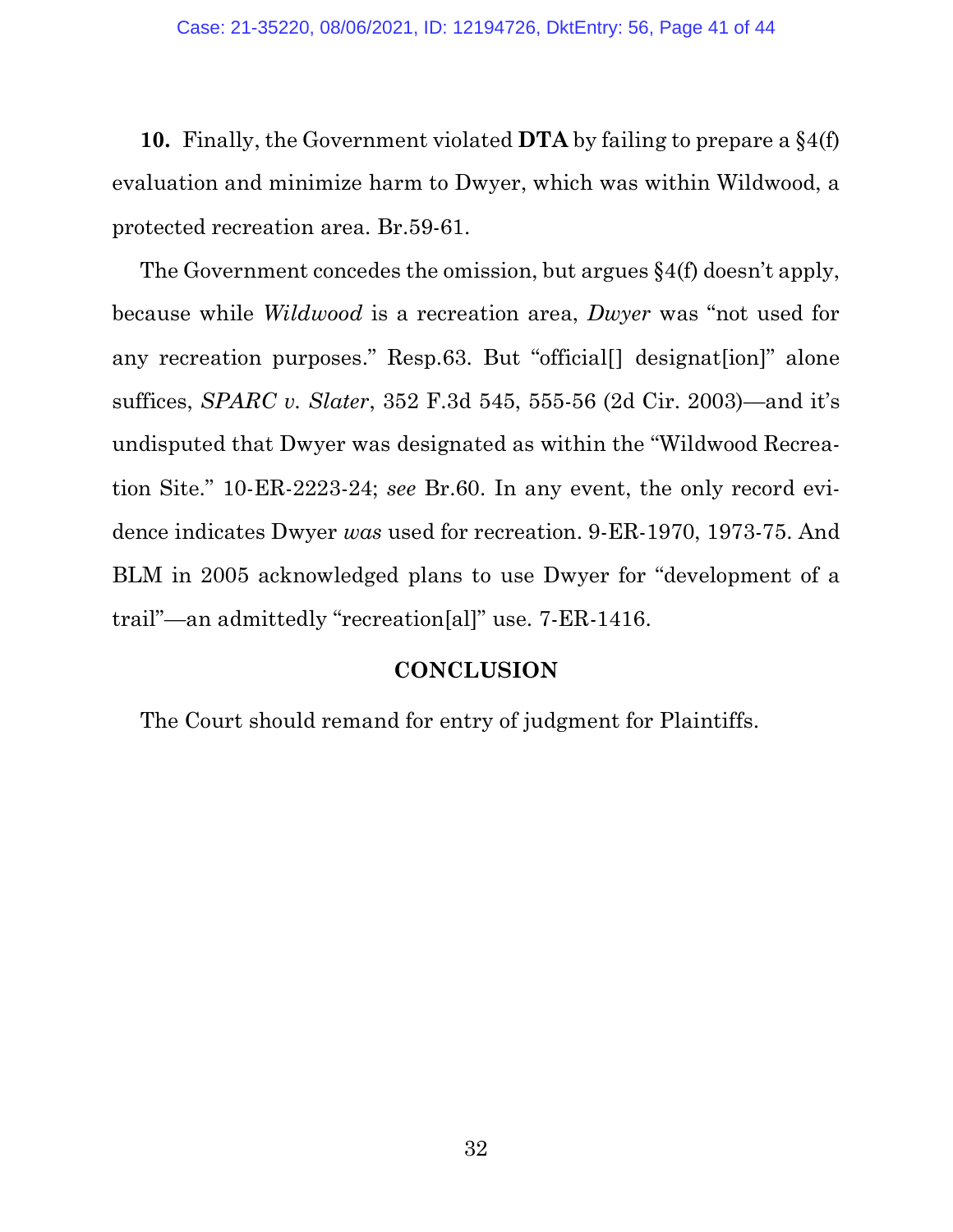**10.** Finally, the Government violated **DTA** by failing to prepare a §4(f) evaluation and minimize harm to Dwyer, which was within Wildwood, a protected recreation area. Br.59-61.

The Government concedes the omission, but argues §4(f) doesn't apply, because while *Wildwood* is a recreation area, *Dwyer* was "not used for any recreation purposes." Resp.63. But "official[] designat[ion]" alone suffices, *SPARC v. Slater*, 352 F.3d 545, 555-56 (2d Cir. 2003)—and it's undisputed that Dwyer was designated as within the "Wildwood Recreation Site." 10-ER-2223-24; *see* Br.60. In any event, the only record evidence indicates Dwyer *was* used for recreation. 9-ER-1970, 1973-75. And BLM in 2005 acknowledged plans to use Dwyer for "development of a trail"—an admittedly "recreation[al]" use. 7-ER-1416.

## CONCLUSION

The Court should remand for entry of judgment for Plaintiffs.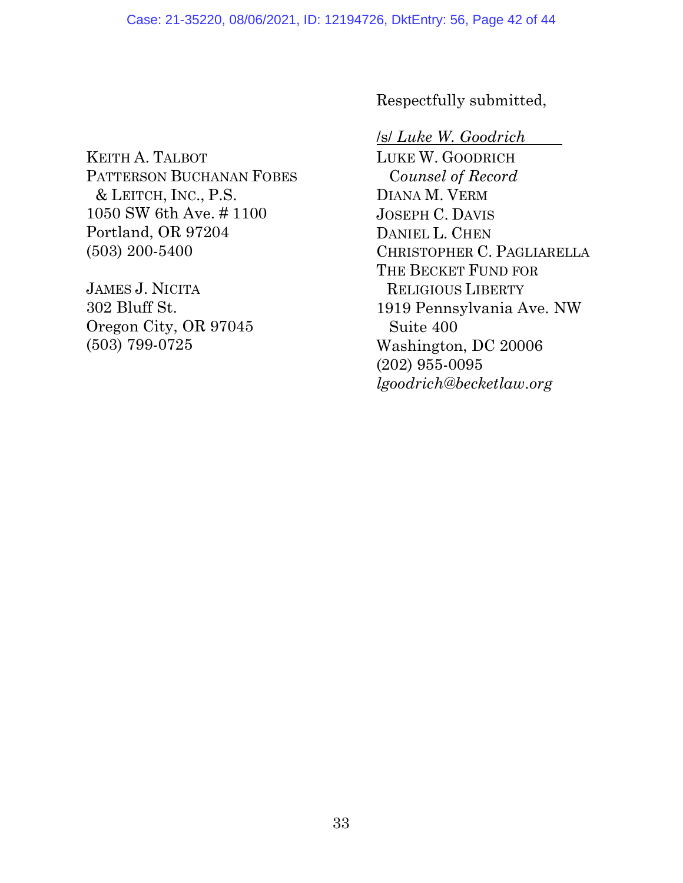Respectfully submitted,

/s/ *Luke W. Goodrich*
LUKE W. GOODRICH
*Counsel of Record*
DIANA M. VERM
JOSEPH C. DAVIS
DANIEL L. CHEN
CHRISTOPHER C. PAGLIARELLA
THE BECKET FUND FOR RELIGIOUS LIBERTY
1919 Pennsylvania Ave. NW
Suite 400
Washington, DC 20006
(202) 955-0095
*lgoodrich@becketlaw.org*

KEITH A. TALBOT
PATTERSON BUCHANAN FOBES & LEITCH, INC., P.S.
1050 SW 6th Ave. # 1100
Portland, OR 97204
(503) 200-5400

JAMES J. NICITA
302 Bluff St.
Oregon City, OR 97045
(503) 799-0725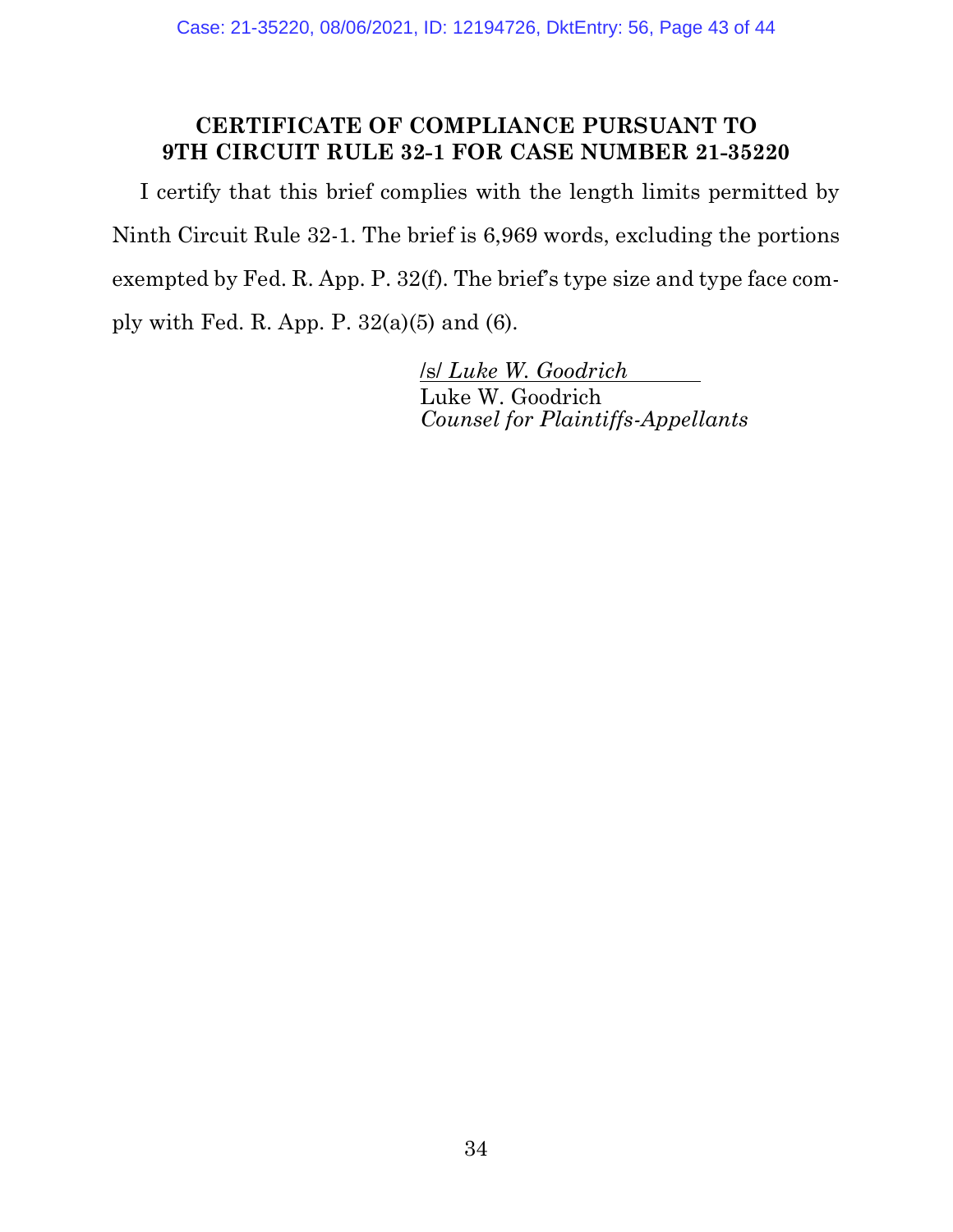## CERTIFICATE OF COMPLIANCE PURSUANT TO 9TH CIRCUIT RULE 32-1 FOR CASE NUMBER 21-35220

I certify that this brief complies with the length limits permitted by Ninth Circuit Rule 32-1. The brief is 6,969 words, excluding the portions exempted by Fed. R. App. P. 32(f). The brief's type size and type face comply with Fed. R. App. P. 32(a)(5) and (6).

/s/ *Luke W. Goodrich*
Luke W. Goodrich
*Counsel for Plaintiffs-Appellants*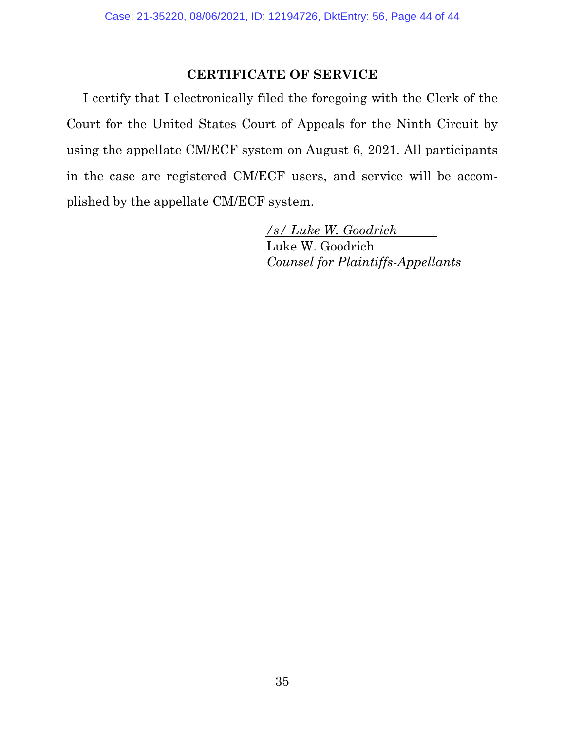## CERTIFICATE OF SERVICE

I certify that I electronically filed the foregoing with the Clerk of the Court for the United States Court of Appeals for the Ninth Circuit by using the appellate CM/ECF system on August 6, 2021. All participants in the case are registered CM/ECF users, and service will be accomplished by the appellate CM/ECF system.

*/s/ Luke W. Goodrich*
Luke W. Goodrich
*Counsel for Plaintiffs-Appellants*